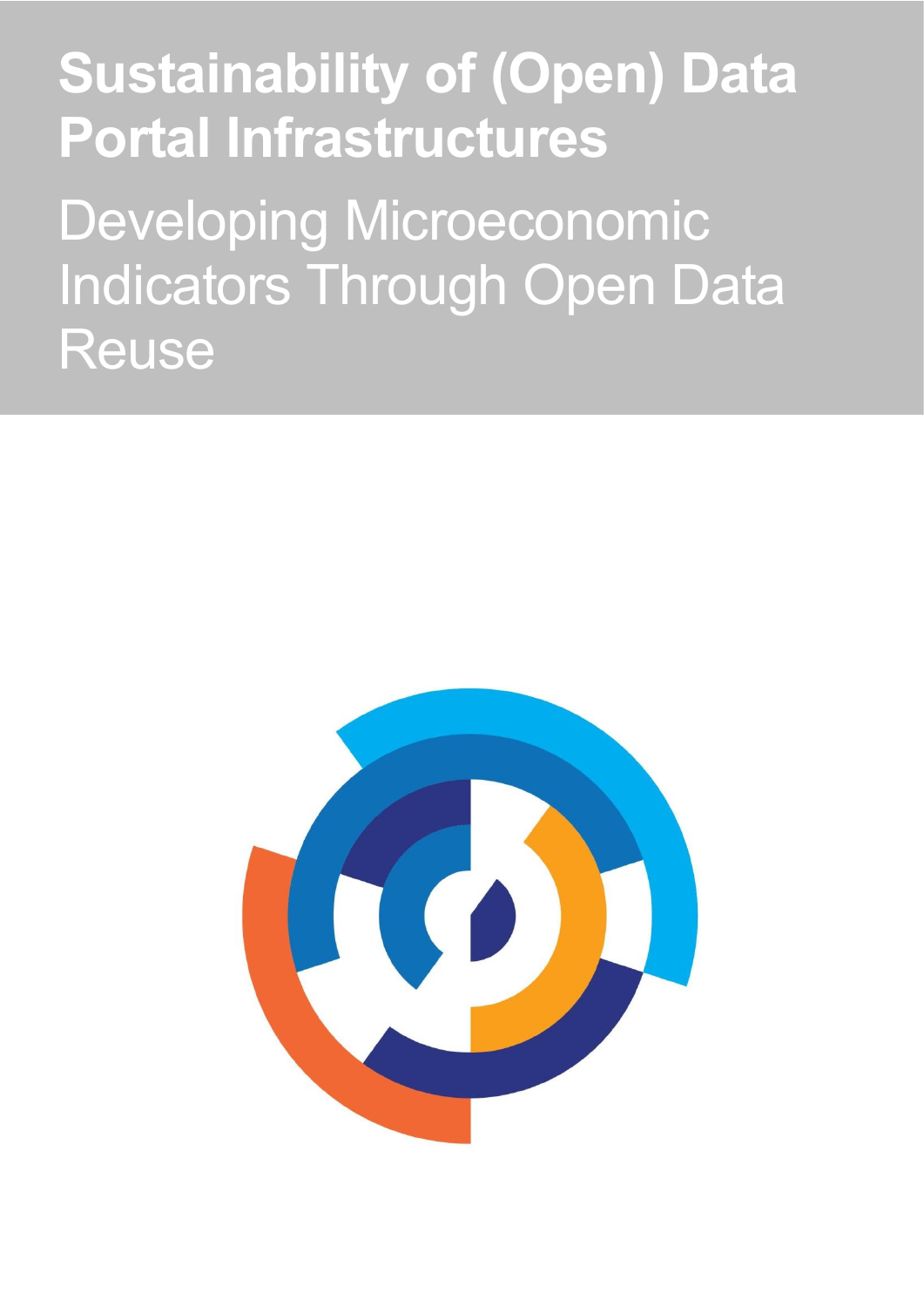# Sustainability of (Open) Data Portal Infrastructures

## Developing Microeconomic Indicators Through Open Data Reuse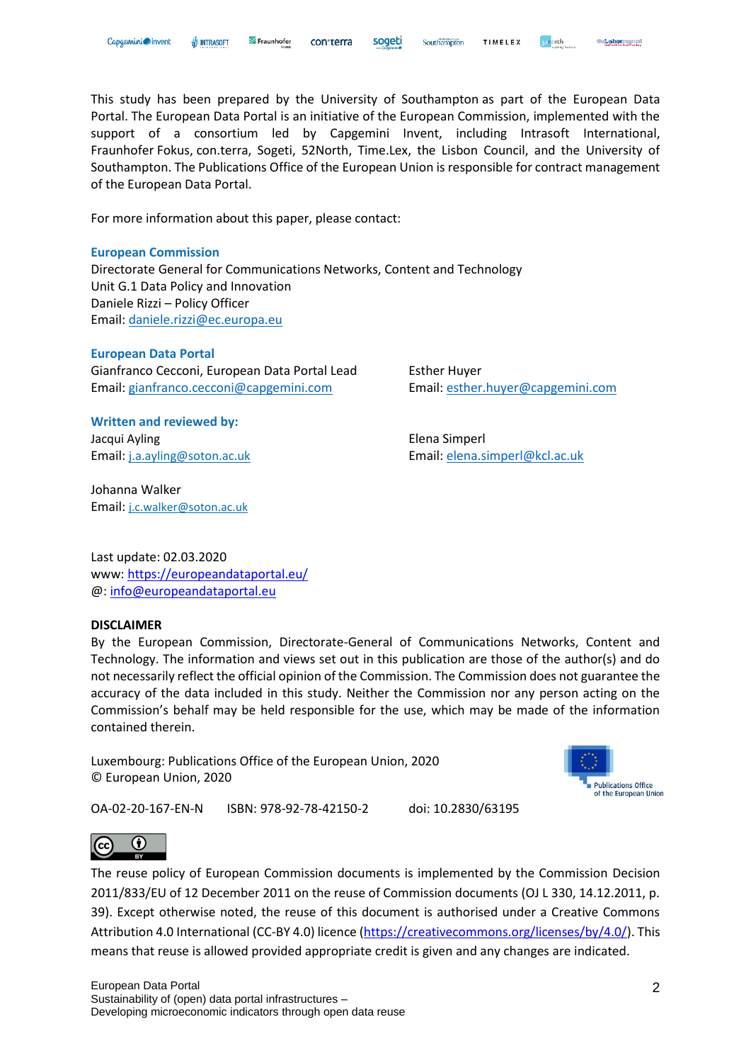This study has been prepared by the University of Southampton as part of the European Data Portal. The European Data Portal is an initiative of the European Commission, implemented with the support of a consortium led by Capgemini Invent, including Intrasoft International, Fraunhofer Fokus, con.terra, Sogeti, 52North, Time.Lex, the Lisbon Council, and the University of Southampton. The Publications Office of the European Union is responsible for contract management of the European Data Portal.

For more information about this paper, please contact:

**European Commission**
Directorate General for Communications Networks, Content and Technology
Unit G.1 Data Policy and Innovation
Daniele Rizzi – Policy Officer
Email: daniele.rizzi@ec.europa.eu

**European Data Portal**
Gianfranco Cecconi, European Data Portal Lead
Email: gianfranco.cecconi@capgemini.com

Esther Huyer
Email: esther.huyer@capgemini.com

**Written and reviewed by:**
Jacqui Ayling
Email: j.a.ayling@soton.ac.uk

Elena Simperl
Email: elena.simperl@kcl.ac.uk

Johanna Walker
Email: j.c.walker@soton.ac.uk

Last update: 02.03.2020
www: https://europeandataportal.eu/
@: info@europeandataportal.eu

**DISCLAIMER**
By the European Commission, Directorate-General of Communications Networks, Content and Technology. The information and views set out in this publication are those of the author(s) and do not necessarily reflect the official opinion of the Commission. The Commission does not guarantee the accuracy of the data included in this study. Neither the Commission nor any person acting on the Commission's behalf may be held responsible for the use, which may be made of the information contained therein.

Luxembourg: Publications Office of the European Union, 2020
© European Union, 2020

OA-02-20-167-EN-N ISBN: 978-92-78-42150-2 doi: 10.2830/63195

The reuse policy of European Commission documents is implemented by the Commission Decision 2011/833/EU of 12 December 2011 on the reuse of Commission documents (OJ L 330, 14.12.2011, p. 39). Except otherwise noted, the reuse of this document is authorised under a Creative Commons Attribution 4.0 International (CC-BY 4.0) licence (https://creativecommons.org/licenses/by/4.0/). This means that reuse is allowed provided appropriate credit is given and any changes are indicated.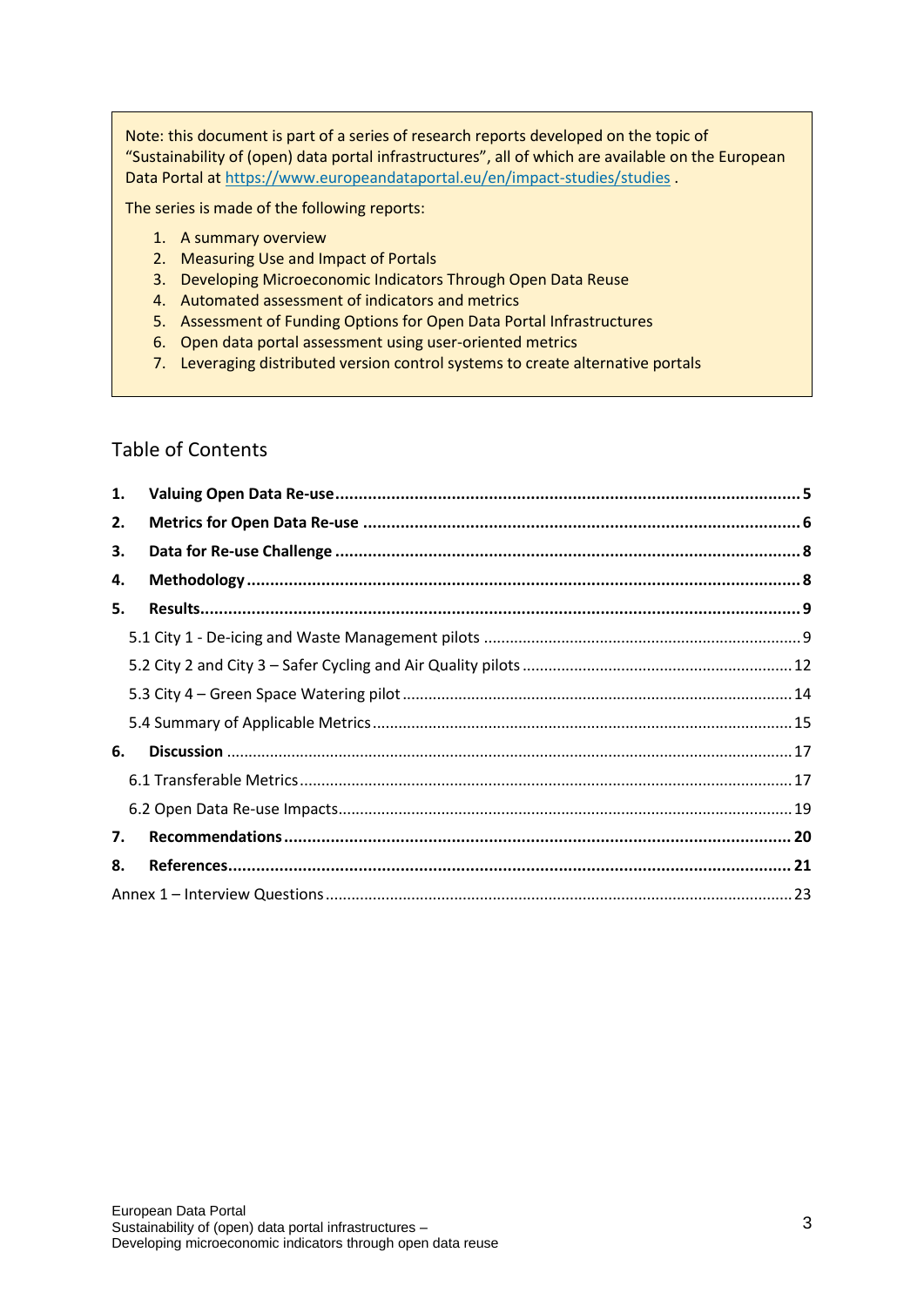Note: this document is part of a series of research reports developed on the topic of "Sustainability of (open) data portal infrastructures", all of which are available on the European Data Portal at https://www.europeandataportal.eu/en/impact-studies/studies .

The series is made of the following reports:

1. A summary overview
2. Measuring Use and Impact of Portals
3. Developing Microeconomic Indicators Through Open Data Reuse
4. Automated assessment of indicators and metrics
5. Assessment of Funding Options for Open Data Portal Infrastructures
6. Open data portal assessment using user-oriented metrics
7. Leveraging distributed version control systems to create alternative portals

## Table of Contents

**1. Valuing Open Data Re-use** .................... **5**

**2. Metrics for Open Data Re-use** .................... **6**

**3. Data for Re-use Challenge** .................... **8**

**4. Methodology** .................... **8**

**5. Results** .................... **9**

- 5.1 City 1 - De-icing and Waste Management pilots .................... 9
- 5.2 City 2 and City 3 – Safer Cycling and Air Quality pilots .................... 12
- 5.3 City 4 – Green Space Watering pilot .................... 14
- 5.4 Summary of Applicable Metrics .................... 15

**6. Discussion** .................... **17**

- 6.1 Transferable Metrics .................... 17
- 6.2 Open Data Re-use Impacts .................... 19

**7. Recommendations** .................... **20**

**8. References** .................... **21**

Annex 1 – Interview Questions .................... 23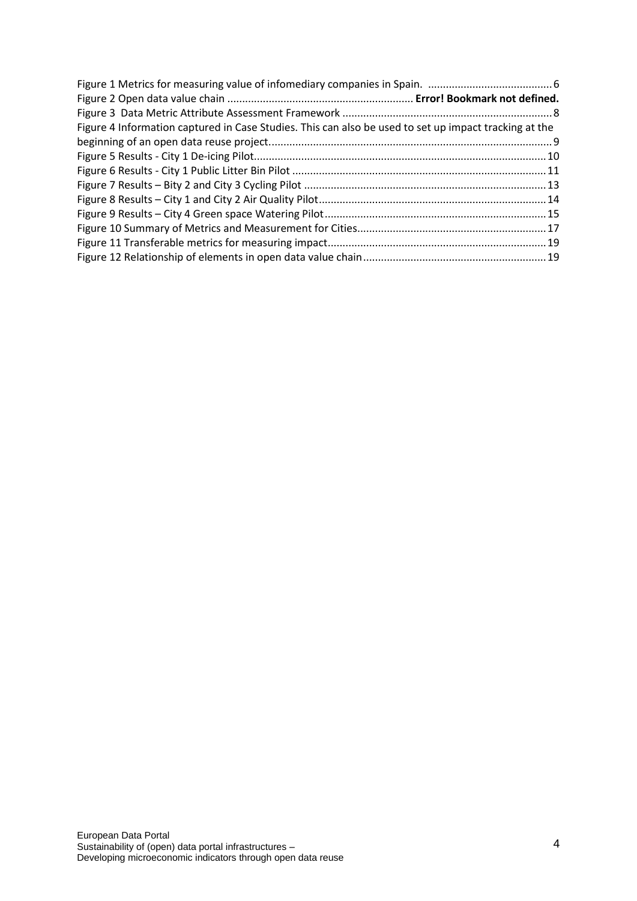Figure 1 Metrics for measuring value of infomediary companies in Spain. ..........................................6
Figure 2 Open data value chain ............................................................... **Error! Bookmark not defined.**
Figure 3 Data Metric Attribute Assessment Framework .......................................................................8
Figure 4 Information captured in Case Studies. This can also be used to set up impact tracking at the beginning of an open data reuse project...............................................................................................9
Figure 5 Results - City 1 De-icing Pilot..................................................................................................10
Figure 6 Results - City 1 Public Litter Bin Pilot .....................................................................................11
Figure 7 Results – Bity 2 and City 3 Cycling Pilot .................................................................................13
Figure 8 Results – City 1 and City 2 Air Quality Pilot............................................................................14
Figure 9 Results – City 4 Green space Watering Pilot...........................................................................15
Figure 10 Summary of Metrics and Measurement for Cities................................................................17
Figure 11 Transferable metrics for measuring impact.........................................................................19
Figure 12 Relationship of elements in open data value chain.............................................................19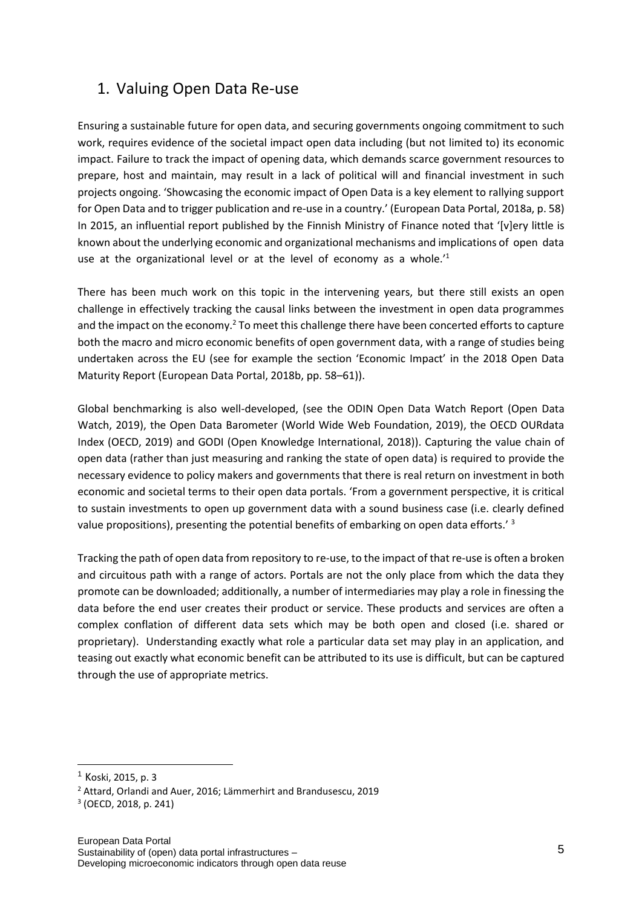# 1. Valuing Open Data Re-use

Ensuring a sustainable future for open data, and securing governments ongoing commitment to such work, requires evidence of the societal impact open data including (but not limited to) its economic impact. Failure to track the impact of opening data, which demands scarce government resources to prepare, host and maintain, may result in a lack of political will and financial investment in such projects ongoing. 'Showcasing the economic impact of Open Data is a key element to rallying support for Open Data and to trigger publication and re-use in a country.' (European Data Portal, 2018a, p. 58) In 2015, an influential report published by the Finnish Ministry of Finance noted that '[v]ery little is known about the underlying economic and organizational mechanisms and implications of open data use at the organizational level or at the level of economy as a whole.'[1]

There has been much work on this topic in the intervening years, but there still exists an open challenge in effectively tracking the causal links between the investment in open data programmes and the impact on the economy.[2] To meet this challenge there have been concerted efforts to capture both the macro and micro economic benefits of open government data, with a range of studies being undertaken across the EU (see for example the section 'Economic Impact' in the 2018 Open Data Maturity Report (European Data Portal, 2018b, pp. 58–61)).

Global benchmarking is also well-developed, (see the ODIN Open Data Watch Report (Open Data Watch, 2019), the Open Data Barometer (World Wide Web Foundation, 2019), the OECD OURdata Index (OECD, 2019) and GODI (Open Knowledge International, 2018)). Capturing the value chain of open data (rather than just measuring and ranking the state of open data) is required to provide the necessary evidence to policy makers and governments that there is real return on investment in both economic and societal terms to their open data portals. 'From a government perspective, it is critical to sustain investments to open up government data with a sound business case (i.e. clearly defined value propositions), presenting the potential benefits of embarking on open data efforts.' [3]

Tracking the path of open data from repository to re-use, to the impact of that re-use is often a broken and circuitous path with a range of actors. Portals are not the only place from which the data they promote can be downloaded; additionally, a number of intermediaries may play a role in finessing the data before the end user creates their product or service. These products and services are often a complex conflation of different data sets which may be both open and closed (i.e. shared or proprietary). Understanding exactly what role a particular data set may play in an application, and teasing out exactly what economic benefit can be attributed to its use is difficult, but can be captured through the use of appropriate metrics.

[1] Koski, 2015, p. 3

[2] Attard, Orlandi and Auer, 2016; Lämmerhirt and Brandusescu, 2019

[3] (OECD, 2018, p. 241)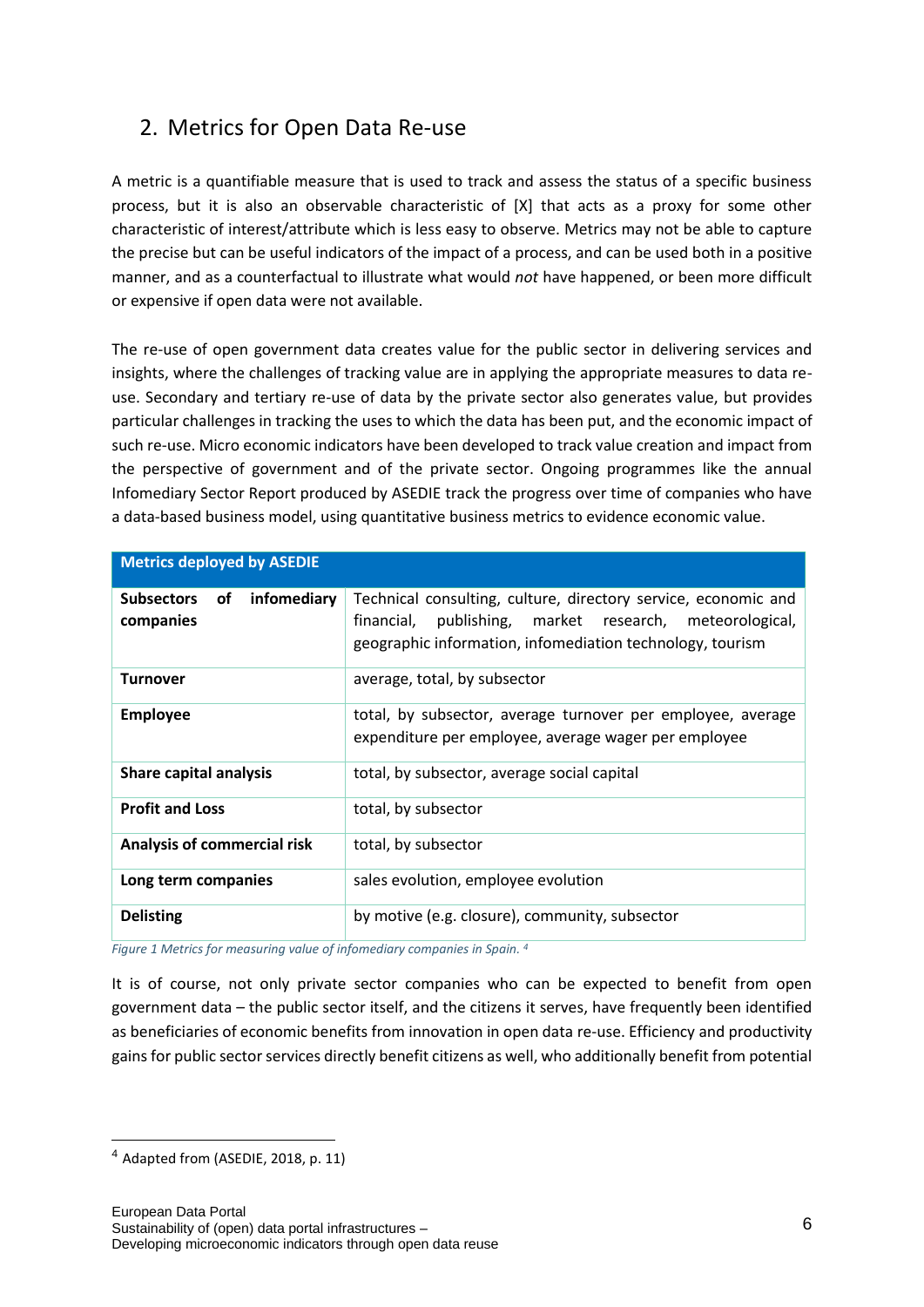## 2. Metrics for Open Data Re-use

A metric is a quantifiable measure that is used to track and assess the status of a specific business process, but it is also an observable characteristic of [X] that acts as a proxy for some other characteristic of interest/attribute which is less easy to observe. Metrics may not be able to capture the precise but can be useful indicators of the impact of a process, and can be used both in a positive manner, and as a counterfactual to illustrate what would *not* have happened, or been more difficult or expensive if open data were not available.

The re-use of open government data creates value for the public sector in delivering services and insights, where the challenges of tracking value are in applying the appropriate measures to data re-use. Secondary and tertiary re-use of data by the private sector also generates value, but provides particular challenges in tracking the uses to which the data has been put, and the economic impact of such re-use. Micro economic indicators have been developed to track value creation and impact from the perspective of government and of the private sector. Ongoing programmes like the annual Infomediary Sector Report produced by ASEDIE track the progress over time of companies who have a data-based business model, using quantitative business metrics to evidence economic value.

| **Metrics deployed by ASEDIE** | |
|---|---|
| **Subsectors of infomediary companies** | Technical consulting, culture, directory service, economic and financial, publishing, market research, meteorological, geographic information, infomediation technology, tourism |
| **Turnover** | average, total, by subsector |
| **Employee** | total, by subsector, average turnover per employee, average expenditure per employee, average wager per employee |
| **Share capital analysis** | total, by subsector, average social capital |
| **Profit and Loss** | total, by subsector |
| **Analysis of commercial risk** | total, by subsector |
| **Long term companies** | sales evolution, employee evolution |
| **Delisting** | by motive (e.g. closure), community, subsector |

*Figure 1 Metrics for measuring value of infomediary companies in Spain.* [4]

It is of course, not only private sector companies who can be expected to benefit from open government data – the public sector itself, and the citizens it serves, have frequently been identified as beneficiaries of economic benefits from innovation in open data re-use. Efficiency and productivity gains for public sector services directly benefit citizens as well, who additionally benefit from potential

[4] Adapted from (ASEDIE, 2018, p. 11)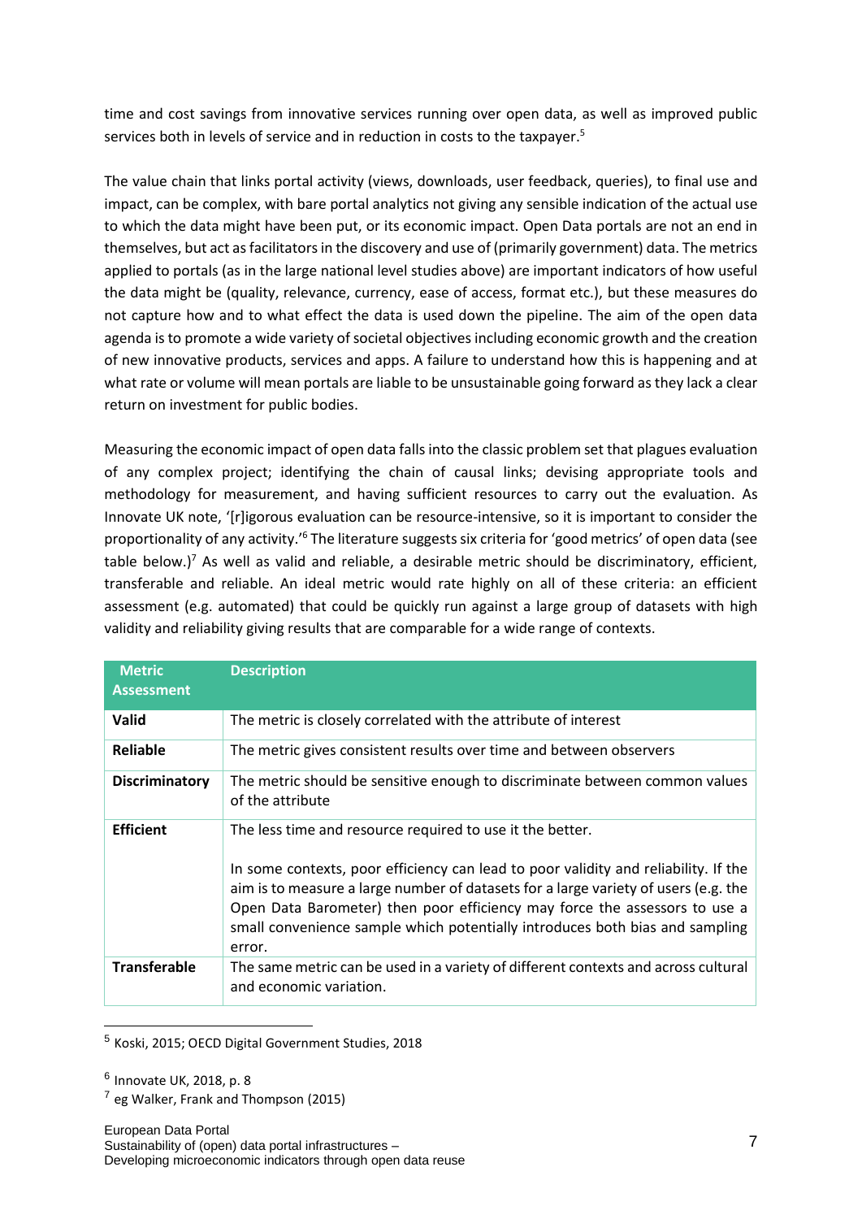time and cost savings from innovative services running over open data, as well as improved public services both in levels of service and in reduction in costs to the taxpayer.[5]

The value chain that links portal activity (views, downloads, user feedback, queries), to final use and impact, can be complex, with bare portal analytics not giving any sensible indication of the actual use to which the data might have been put, or its economic impact. Open Data portals are not an end in themselves, but act as facilitators in the discovery and use of (primarily government) data. The metrics applied to portals (as in the large national level studies above) are important indicators of how useful the data might be (quality, relevance, currency, ease of access, format etc.), but these measures do not capture how and to what effect the data is used down the pipeline. The aim of the open data agenda is to promote a wide variety of societal objectives including economic growth and the creation of new innovative products, services and apps. A failure to understand how this is happening and at what rate or volume will mean portals are liable to be unsustainable going forward as they lack a clear return on investment for public bodies.

Measuring the economic impact of open data falls into the classic problem set that plagues evaluation of any complex project; identifying the chain of causal links; devising appropriate tools and methodology for measurement, and having sufficient resources to carry out the evaluation. As Innovate UK note, '[r]igorous evaluation can be resource-intensive, so it is important to consider the proportionality of any activity.'[6] The literature suggests six criteria for 'good metrics' of open data (see table below.)[7] As well as valid and reliable, a desirable metric should be discriminatory, efficient, transferable and reliable. An ideal metric would rate highly on all of these criteria: an efficient assessment (e.g. automated) that could be quickly run against a large group of datasets with high validity and reliability giving results that are comparable for a wide range of contexts.

| Metric Assessment | Description |
|---|---|
| **Valid** | The metric is closely correlated with the attribute of interest |
| **Reliable** | The metric gives consistent results over time and between observers |
| **Discriminatory** | The metric should be sensitive enough to discriminate between common values of the attribute |
| **Efficient** | The less time and resource required to use it the better.<br><br>In some contexts, poor efficiency can lead to poor validity and reliability. If the aim is to measure a large number of datasets for a large variety of users (e.g. the Open Data Barometer) then poor efficiency may force the assessors to use a small convenience sample which potentially introduces both bias and sampling error. |
| **Transferable** | The same metric can be used in a variety of different contexts and across cultural and economic variation. |

[5] Koski, 2015; OECD Digital Government Studies, 2018

[6] Innovate UK, 2018, p. 8

[7] eg Walker, Frank and Thompson (2015)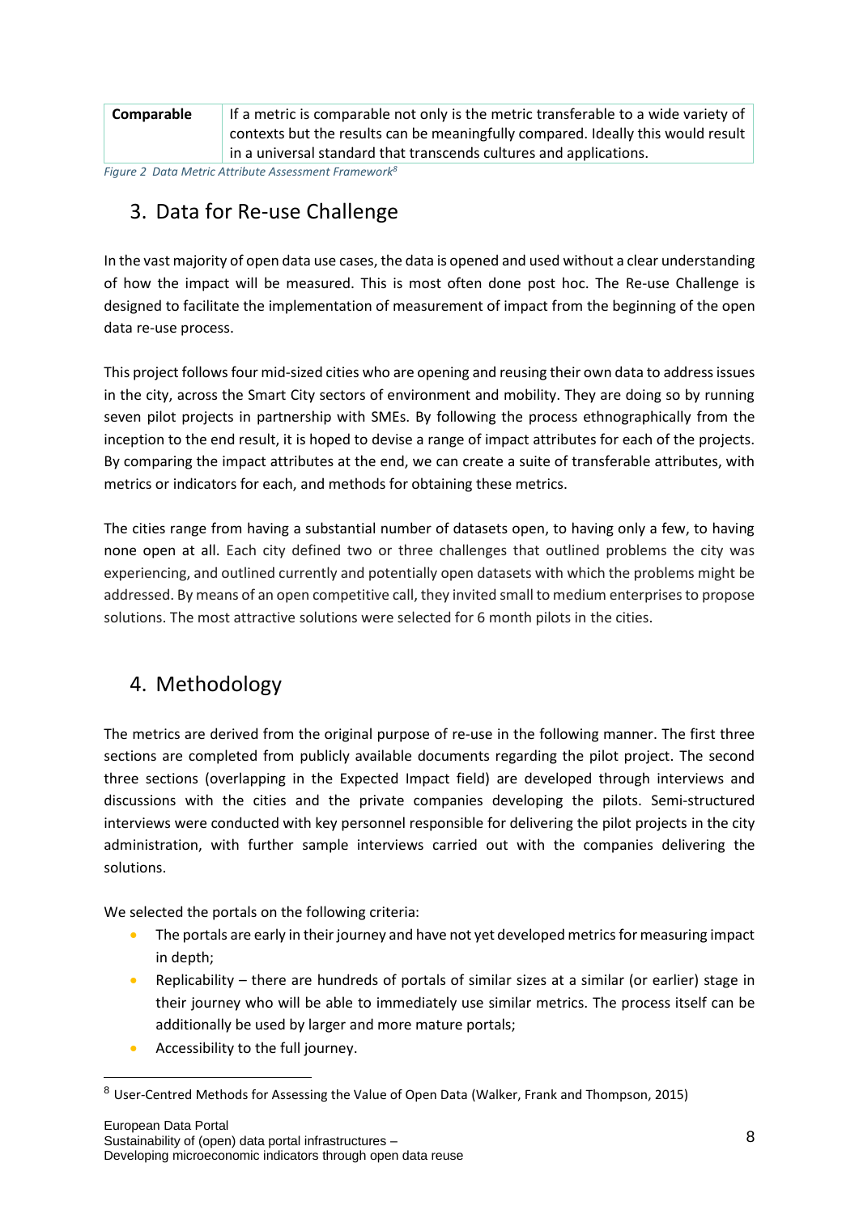| Comparable | If a metric is comparable not only is the metric transferable to a wide variety of contexts but the results can be meaningfully compared. Ideally this would result in a universal standard that transcends cultures and applications. |
|---|---|

*Figure 2 Data Metric Attribute Assessment Framework[8]*

## 3. Data for Re-use Challenge

In the vast majority of open data use cases, the data is opened and used without a clear understanding of how the impact will be measured. This is most often done post hoc. The Re-use Challenge is designed to facilitate the implementation of measurement of impact from the beginning of the open data re-use process.

This project follows four mid-sized cities who are opening and reusing their own data to address issues in the city, across the Smart City sectors of environment and mobility. They are doing so by running seven pilot projects in partnership with SMEs. By following the process ethnographically from the inception to the end result, it is hoped to devise a range of impact attributes for each of the projects. By comparing the impact attributes at the end, we can create a suite of transferable attributes, with metrics or indicators for each, and methods for obtaining these metrics.

The cities range from having a substantial number of datasets open, to having only a few, to having none open at all. Each city defined two or three challenges that outlined problems the city was experiencing, and outlined currently and potentially open datasets with which the problems might be addressed. By means of an open competitive call, they invited small to medium enterprises to propose solutions. The most attractive solutions were selected for 6 month pilots in the cities.

## 4. Methodology

The metrics are derived from the original purpose of re-use in the following manner. The first three sections are completed from publicly available documents regarding the pilot project. The second three sections (overlapping in the Expected Impact field) are developed through interviews and discussions with the cities and the private companies developing the pilots. Semi-structured interviews were conducted with key personnel responsible for delivering the pilot projects in the city administration, with further sample interviews carried out with the companies delivering the solutions.

We selected the portals on the following criteria:

- The portals are early in their journey and have not yet developed metrics for measuring impact in depth;
- Replicability – there are hundreds of portals of similar sizes at a similar (or earlier) stage in their journey who will be able to immediately use similar metrics. The process itself can be additionally be used by larger and more mature portals;
- Accessibility to the full journey.

[8] User-Centred Methods for Assessing the Value of Open Data (Walker, Frank and Thompson, 2015)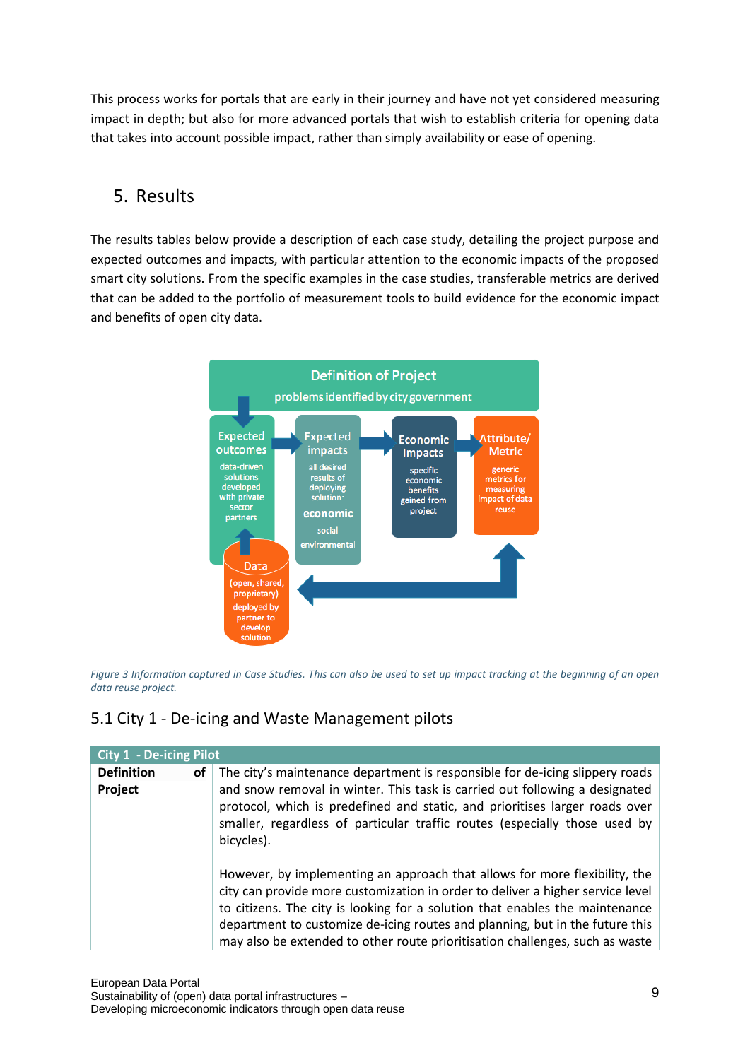This process works for portals that are early in their journey and have not yet considered measuring impact in depth; but also for more advanced portals that wish to establish criteria for opening data that takes into account possible impact, rather than simply availability or ease of opening.

## 5. Results

The results tables below provide a description of each case study, detailing the project purpose and expected outcomes and impacts, with particular attention to the economic impacts of the proposed smart city solutions. From the specific examples in the case studies, transferable metrics are derived that can be added to the portfolio of measurement tools to build evidence for the economic impact and benefits of open city data.

*Figure 3 Information captured in Case Studies. This can also be used to set up impact tracking at the beginning of an open data reuse project.*

### 5.1 City 1 - De-icing and Waste Management pilots

| City 1 - De-icing Pilot | |
|---|---|
| **Definition of Project** | The city's maintenance department is responsible for de-icing slippery roads and snow removal in winter. This task is carried out following a designated protocol, which is predefined and static, and prioritises larger roads over smaller, regardless of particular traffic routes (especially those used by bicycles).<br><br>However, by implementing an approach that allows for more flexibility, the city can provide more customization in order to deliver a higher service level to citizens. The city is looking for a solution that enables the maintenance department to customize de-icing routes and planning, but in the future this may also be extended to other route prioritisation challenges, such as waste |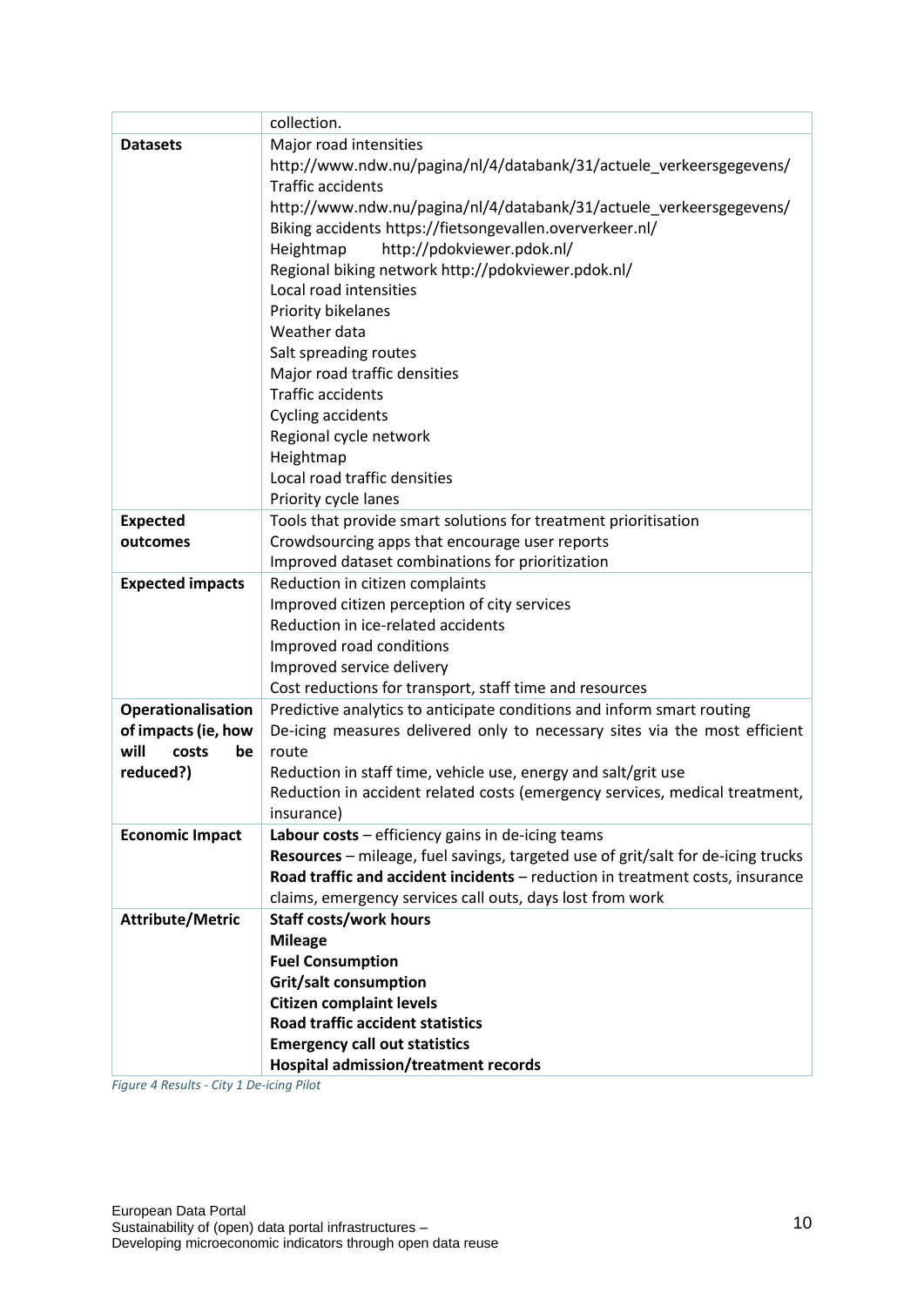| | collection. |
|---|---|
| **Datasets** | Major road intensities<br>http://www.ndw.nu/pagina/nl/4/databank/31/actuele_verkeersgegevens/<br>Traffic accidents<br>http://www.ndw.nu/pagina/nl/4/databank/31/actuele_verkeersgegevens/<br>Biking accidents https://fietsongevallen.oververkeer.nl/<br>Heightmap http://pdokviewer.pdok.nl/<br>Regional biking network http://pdokviewer.pdok.nl/<br>Local road intensities<br>Priority bikelanes<br>Weather data<br>Salt spreading routes<br>Major road traffic densities<br>Traffic accidents<br>Cycling accidents<br>Regional cycle network<br>Heightmap<br>Local road traffic densities<br>Priority cycle lanes |
| **Expected outcomes** | Tools that provide smart solutions for treatment prioritisation<br>Crowdsourcing apps that encourage user reports<br>Improved dataset combinations for prioritization |
| **Expected impacts** | Reduction in citizen complaints<br>Improved citizen perception of city services<br>Reduction in ice-related accidents<br>Improved road conditions<br>Improved service delivery<br>Cost reductions for transport, staff time and resources |
| **Operationalisation of impacts (ie, how will costs be reduced?)** | Predictive analytics to anticipate conditions and inform smart routing<br>De-icing measures delivered only to necessary sites via the most efficient route<br>Reduction in staff time, vehicle use, energy and salt/grit use<br>Reduction in accident related costs (emergency services, medical treatment, insurance) |
| **Economic Impact** | **Labour costs** – efficiency gains in de-icing teams<br>**Resources** – mileage, fuel savings, targeted use of grit/salt for de-icing trucks<br>**Road traffic and accident incidents** – reduction in treatment costs, insurance claims, emergency services call outs, days lost from work |
| **Attribute/Metric** | **Staff costs/work hours**<br>**Mileage**<br>**Fuel Consumption**<br>**Grit/salt consumption**<br>**Citizen complaint levels**<br>**Road traffic accident statistics**<br>**Emergency call out statistics**<br>**Hospital admission/treatment records** |

*Figure 4 Results - City 1 De-icing Pilot*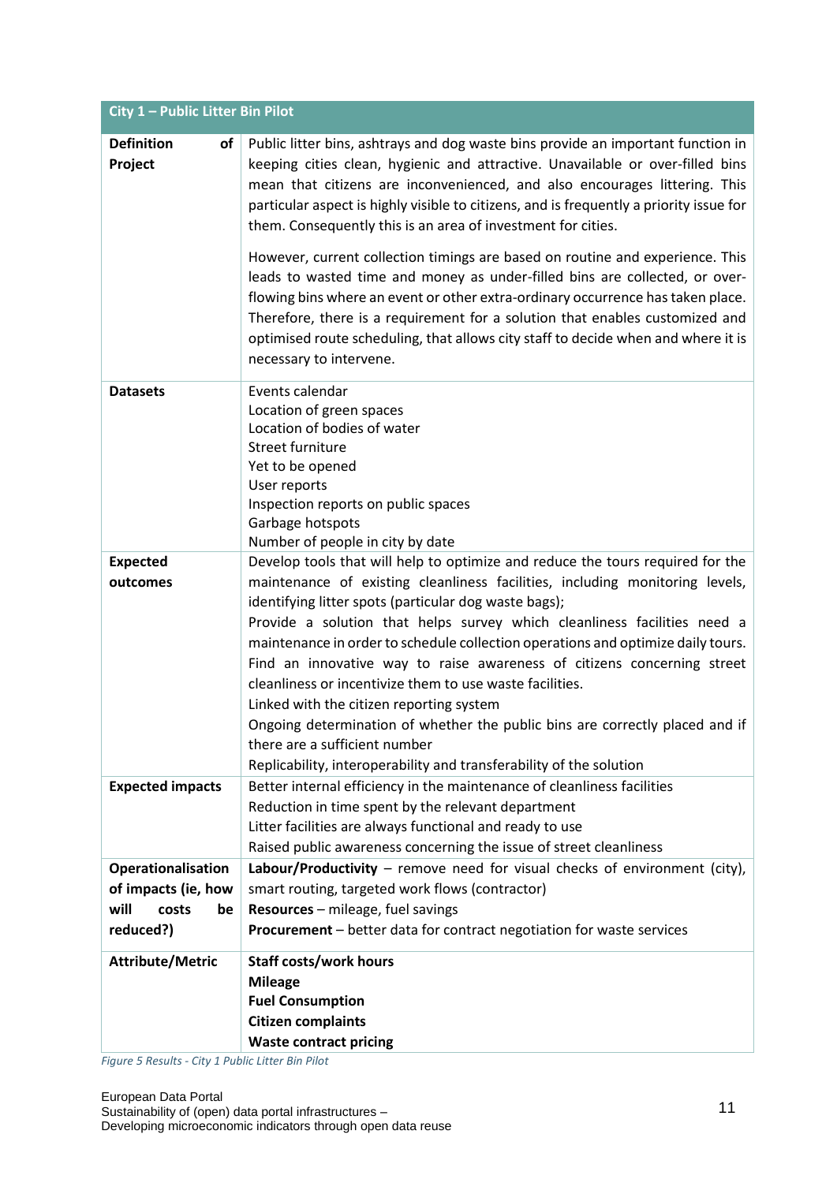| City 1 – Public Litter Bin Pilot | |
|---|---|
| **Definition of Project** | Public litter bins, ashtrays and dog waste bins provide an important function in keeping cities clean, hygienic and attractive. Unavailable or over-filled bins mean that citizens are inconvenienced, and also encourages littering. This particular aspect is highly visible to citizens, and is frequently a priority issue for them. Consequently this is an area of investment for cities.<br><br>However, current collection timings are based on routine and experience. This leads to wasted time and money as under-filled bins are collected, or over-flowing bins where an event or other extra-ordinary occurrence has taken place. Therefore, there is a requirement for a solution that enables customized and optimised route scheduling, that allows city staff to decide when and where it is necessary to intervene. |
| **Datasets** | Events calendar<br>Location of green spaces<br>Location of bodies of water<br>Street furniture<br>Yet to be opened<br>User reports<br>Inspection reports on public spaces<br>Garbage hotspots<br>Number of people in city by date |
| **Expected outcomes** | Develop tools that will help to optimize and reduce the tours required for the maintenance of existing cleanliness facilities, including monitoring levels, identifying litter spots (particular dog waste bags);<br>Provide a solution that helps survey which cleanliness facilities need a maintenance in order to schedule collection operations and optimize daily tours.<br>Find an innovative way to raise awareness of citizens concerning street cleanliness or incentivize them to use waste facilities.<br>Linked with the citizen reporting system<br>Ongoing determination of whether the public bins are correctly placed and if there are a sufficient number<br>Replicability, interoperability and transferability of the solution |
| **Expected impacts** | Better internal efficiency in the maintenance of cleanliness facilities<br>Reduction in time spent by the relevant department<br>Litter facilities are always functional and ready to use<br>Raised public awareness concerning the issue of street cleanliness |
| **Operationalisation of impacts (ie, how will costs be reduced?)** | **Labour/Productivity** – remove need for visual checks of environment (city), smart routing, targeted work flows (contractor)<br>**Resources** – mileage, fuel savings<br>**Procurement** – better data for contract negotiation for waste services |
| **Attribute/Metric** | **Staff costs/work hours**<br>**Mileage**<br>**Fuel Consumption**<br>**Citizen complaints**<br>**Waste contract pricing** |

*Figure 5 Results - City 1 Public Litter Bin Pilot*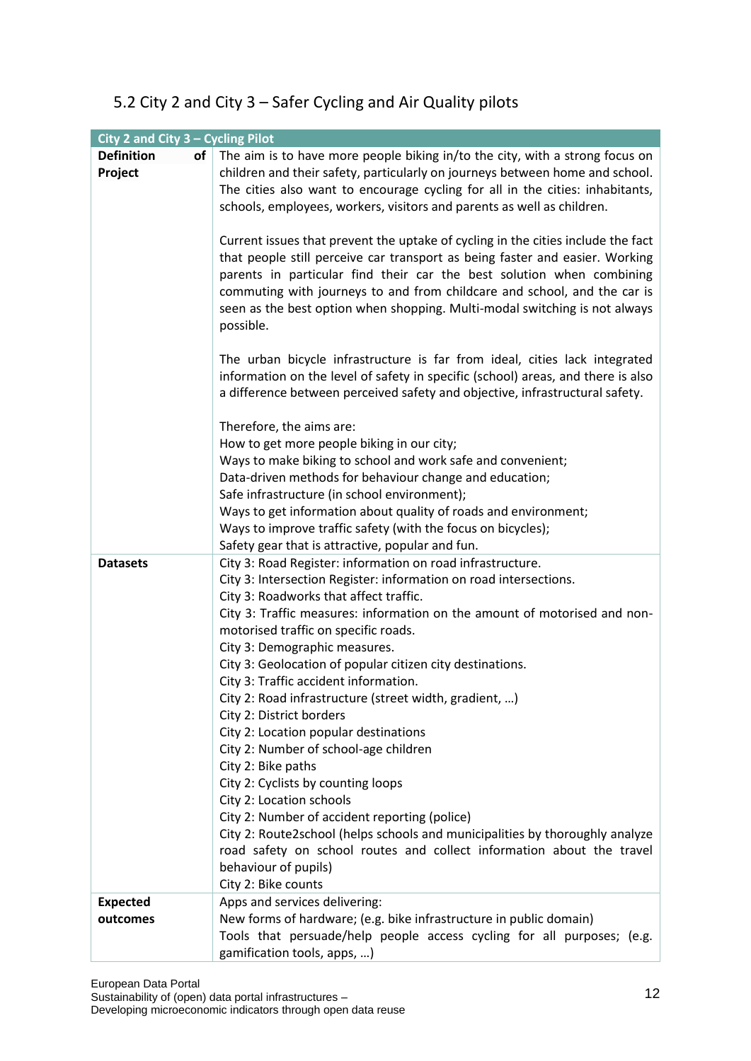## 5.2 City 2 and City 3 – Safer Cycling and Air Quality pilots

| City 2 and City 3 – Cycling Pilot | |
|---|---|
| **Definition of Project** | The aim is to have more people biking in/to the city, with a strong focus on children and their safety, particularly on journeys between home and school. The cities also want to encourage cycling for all in the cities: inhabitants, schools, employees, workers, visitors and parents as well as children.<br><br>Current issues that prevent the uptake of cycling in the cities include the fact that people still perceive car transport as being faster and easier. Working parents in particular find their car the best solution when combining commuting with journeys to and from childcare and school, and the car is seen as the best option when shopping. Multi-modal switching is not always possible.<br><br>The urban bicycle infrastructure is far from ideal, cities lack integrated information on the level of safety in specific (school) areas, and there is also a difference between perceived safety and objective, infrastructural safety.<br><br>Therefore, the aims are:<br>How to get more people biking in our city;<br>Ways to make biking to school and work safe and convenient;<br>Data-driven methods for behaviour change and education;<br>Safe infrastructure (in school environment);<br>Ways to get information about quality of roads and environment;<br>Ways to improve traffic safety (with the focus on bicycles);<br>Safety gear that is attractive, popular and fun. |
| **Datasets** | City 3: Road Register: information on road infrastructure.<br>City 3: Intersection Register: information on road intersections.<br>City 3: Roadworks that affect traffic.<br>City 3: Traffic measures: information on the amount of motorised and non-motorised traffic on specific roads.<br>City 3: Demographic measures.<br>City 3: Geolocation of popular citizen city destinations.<br>City 3: Traffic accident information.<br>City 2: Road infrastructure (street width, gradient, …)<br>City 2: District borders<br>City 2: Location popular destinations<br>City 2: Number of school-age children<br>City 2: Bike paths<br>City 2: Cyclists by counting loops<br>City 2: Location schools<br>City 2: Number of accident reporting (police)<br>City 2: Route2school (helps schools and municipalities by thoroughly analyze road safety on school routes and collect information about the travel behaviour of pupils)<br>City 2: Bike counts |
| **Expected outcomes** | Apps and services delivering:<br>New forms of hardware; (e.g. bike infrastructure in public domain)<br>Tools that persuade/help people access cycling for all purposes; (e.g. gamification tools, apps, …) |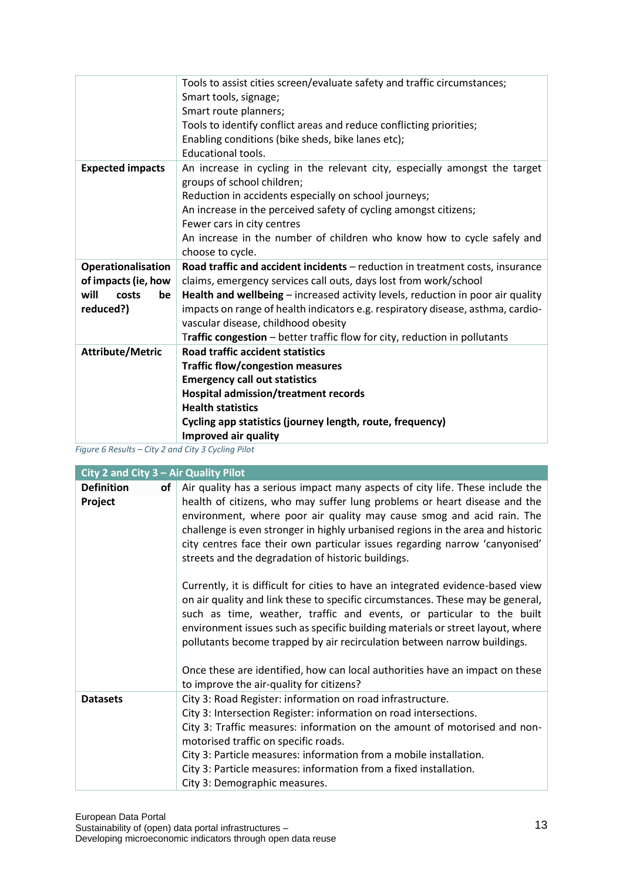| | |
|---|---|
| | Tools to assist cities screen/evaluate safety and traffic circumstances;<br>Smart tools, signage;<br>Smart route planners;<br>Tools to identify conflict areas and reduce conflicting priorities;<br>Enabling conditions (bike sheds, bike lanes etc);<br>Educational tools. |
| **Expected impacts** | An increase in cycling in the relevant city, especially amongst the target groups of school children;<br>Reduction in accidents especially on school journeys;<br>An increase in the perceived safety of cycling amongst citizens;<br>Fewer cars in city centres<br>An increase in the number of children who know how to cycle safely and choose to cycle. |
| **Operationalisation of impacts (ie, how will costs be reduced?)** | **Road traffic and accident incidents** – reduction in treatment costs, insurance claims, emergency services call outs, days lost from work/school<br>**Health and wellbeing** – increased activity levels, reduction in poor air quality impacts on range of health indicators e.g. respiratory disease, asthma, cardio-vascular disease, childhood obesity<br>**Traffic congestion** – better traffic flow for city, reduction in pollutants |
| **Attribute/Metric** | **Road traffic accident statistics**<br>**Traffic flow/congestion measures**<br>**Emergency call out statistics**<br>**Hospital admission/treatment records**<br>**Health statistics**<br>**Cycling app statistics (journey length, route, frequency)**<br>**Improved air quality** |

*Figure 6 Results – City 2 and City 3 Cycling Pilot*

| City 2 and City 3 – Air Quality Pilot | |
|---|---|
| **Definition of Project** | Air quality has a serious impact many aspects of city life. These include the health of citizens, who may suffer lung problems or heart disease and the environment, where poor air quality may cause smog and acid rain. The challenge is even stronger in highly urbanised regions in the area and historic city centres face their own particular issues regarding narrow 'canyonised' streets and the degradation of historic buildings.<br><br>Currently, it is difficult for cities to have an integrated evidence-based view on air quality and link these to specific circumstances. These may be general, such as time, weather, traffic and events, or particular to the built environment issues such as specific building materials or street layout, where pollutants become trapped by air recirculation between narrow buildings.<br><br>Once these are identified, how can local authorities have an impact on these to improve the air-quality for citizens? |
| **Datasets** | City 3: Road Register: information on road infrastructure.<br>City 3: Intersection Register: information on road intersections.<br>City 3: Traffic measures: information on the amount of motorised and non-motorised traffic on specific roads.<br>City 3: Particle measures: information from a mobile installation.<br>City 3: Particle measures: information from a fixed installation.<br>City 3: Demographic measures. |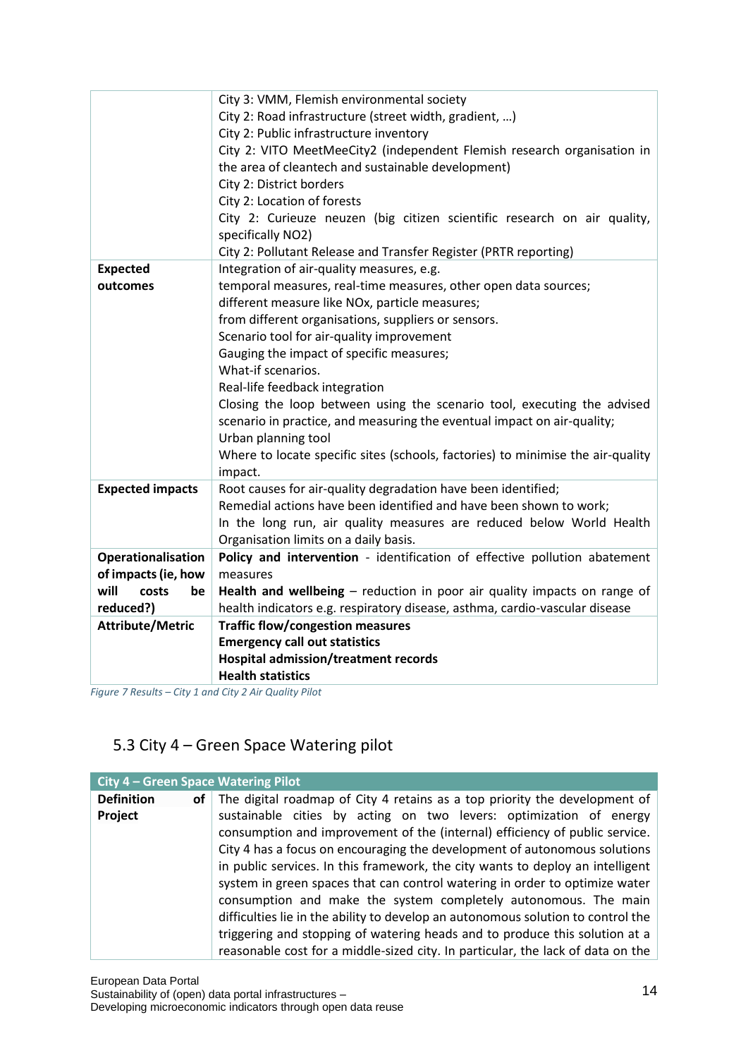| | |
|---|---|
| | City 3: VMM, Flemish environmental society<br>City 2: Road infrastructure (street width, gradient, …)<br>City 2: Public infrastructure inventory<br>City 2: VITO MeetMeeCity2 (independent Flemish research organisation in the area of cleantech and sustainable development)<br>City 2: District borders<br>City 2: Location of forests<br>City 2: Curieuze neuzen (big citizen scientific research on air quality, specifically NO2)<br>City 2: Pollutant Release and Transfer Register (PRTR reporting) |
| **Expected outcomes** | Integration of air-quality measures, e.g.<br>temporal measures, real-time measures, other open data sources;<br>different measure like NOx, particle measures;<br>from different organisations, suppliers or sensors.<br>Scenario tool for air-quality improvement<br>Gauging the impact of specific measures;<br>What-if scenarios.<br>Real-life feedback integration<br>Closing the loop between using the scenario tool, executing the advised scenario in practice, and measuring the eventual impact on air-quality;<br>Urban planning tool<br>Where to locate specific sites (schools, factories) to minimise the air-quality impact. |
| **Expected impacts** | Root causes for air-quality degradation have been identified;<br>Remedial actions have been identified and have been shown to work;<br>In the long run, air quality measures are reduced below World Health Organisation limits on a daily basis. |
| **Operationalisation of impacts (ie, how will costs be reduced?)** | **Policy and intervention** - identification of effective pollution abatement measures<br>**Health and wellbeing** – reduction in poor air quality impacts on range of health indicators e.g. respiratory disease, asthma, cardio-vascular disease |
| **Attribute/Metric** | **Traffic flow/congestion measures**<br>**Emergency call out statistics**<br>**Hospital admission/treatment records**<br>**Health statistics** |

*Figure 7 Results – City 1 and City 2 Air Quality Pilot*

## 5.3 City 4 – Green Space Watering pilot

| **City 4 – Green Space Watering Pilot** | |
|---|---|
| **Definition of Project** | The digital roadmap of City 4 retains as a top priority the development of sustainable cities by acting on two levers: optimization of energy consumption and improvement of the (internal) efficiency of public service. City 4 has a focus on encouraging the development of autonomous solutions in public services. In this framework, the city wants to deploy an intelligent system in green spaces that can control watering in order to optimize water consumption and make the system completely autonomous. The main difficulties lie in the ability to develop an autonomous solution to control the triggering and stopping of watering heads and to produce this solution at a reasonable cost for a middle-sized city. In particular, the lack of data on the |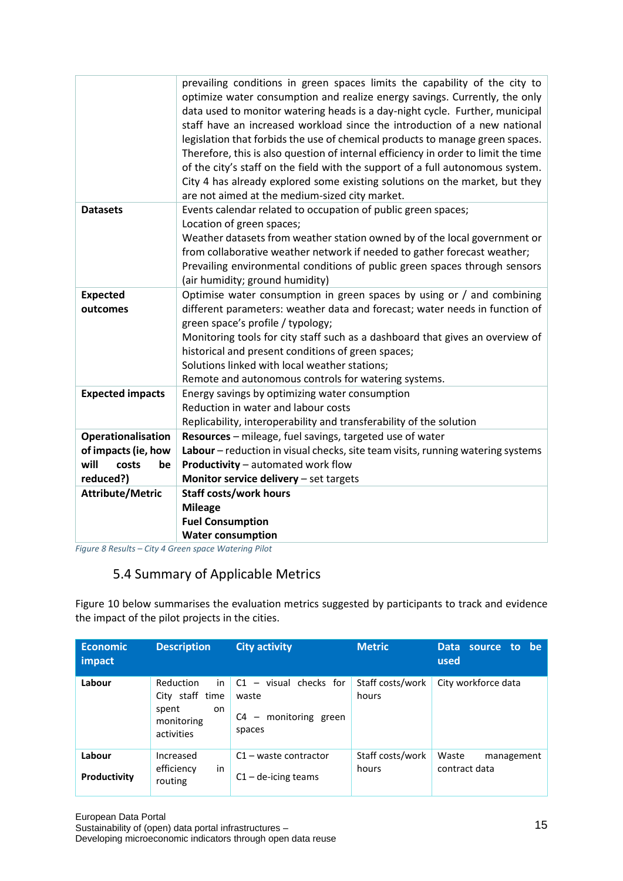| | |
|---|---|
| | prevailing conditions in green spaces limits the capability of the city to optimize water consumption and realize energy savings. Currently, the only data used to monitor watering heads is a day-night cycle. Further, municipal staff have an increased workload since the introduction of a new national legislation that forbids the use of chemical products to manage green spaces. Therefore, this is also question of internal efficiency in order to limit the time of the city's staff on the field with the support of a full autonomous system. City 4 has already explored some existing solutions on the market, but they are not aimed at the medium-sized city market. |
| **Datasets** | Events calendar related to occupation of public green spaces;<br>Location of green spaces;<br>Weather datasets from weather station owned by of the local government or from collaborative weather network if needed to gather forecast weather;<br>Prevailing environmental conditions of public green spaces through sensors (air humidity; ground humidity) |
| **Expected outcomes** | Optimise water consumption in green spaces by using or / and combining different parameters: weather data and forecast; water needs in function of green space's profile / typology;<br>Monitoring tools for city staff such as a dashboard that gives an overview of historical and present conditions of green spaces;<br>Solutions linked with local weather stations;<br>Remote and autonomous controls for watering systems. |
| **Expected impacts** | Energy savings by optimizing water consumption<br>Reduction in water and labour costs<br>Replicability, interoperability and transferability of the solution |
| **Operationalisation of impacts (ie, how will costs be reduced?)** | **Resources** – mileage, fuel savings, targeted use of water<br>**Labour** – reduction in visual checks, site team visits, running watering systems<br>**Productivity** – automated work flow<br>**Monitor service delivery** – set targets |
| **Attribute/Metric** | **Staff costs/work hours**<br>**Mileage**<br>**Fuel Consumption**<br>**Water consumption** |

*Figure 8 Results – City 4 Green space Watering Pilot*

## 5.4 Summary of Applicable Metrics

Figure 10 below summarises the evaluation metrics suggested by participants to track and evidence the impact of the pilot projects in the cities.

| Economic impact | Description | City activity | Metric | Data source to be used |
|---|---|---|---|---|
| **Labour** | Reduction in City staff time spent on monitoring activities | C1 – visual checks for waste<br><br>C4 – monitoring green spaces | Staff costs/work hours | City workforce data |
| **Labour**<br><br>**Productivity** | Increased efficiency in routing | C1 – waste contractor<br><br>C1 – de-icing teams | Staff costs/work hours | Waste management contract data |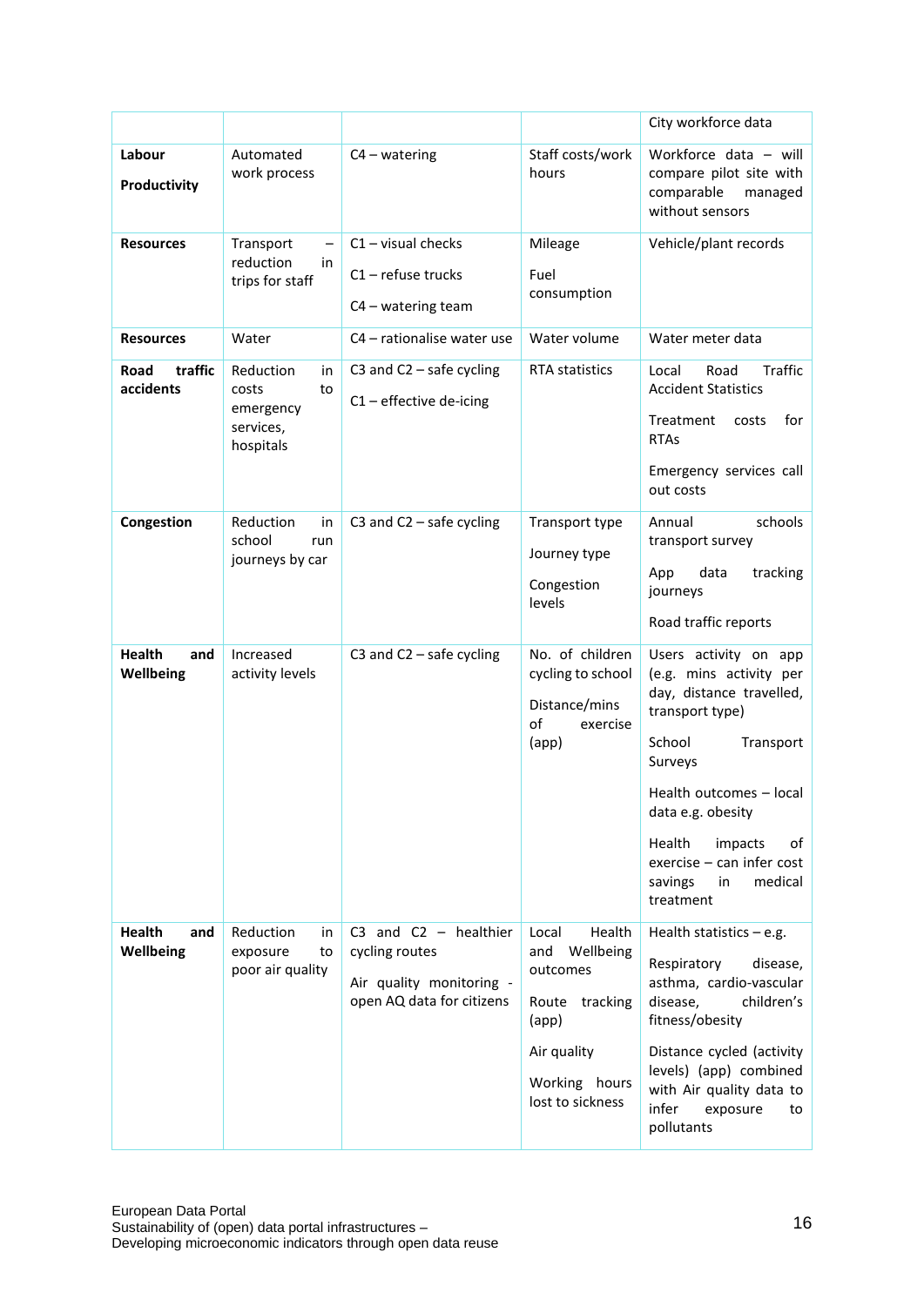| | | | | City workforce data |
|---|---|---|---|---|
| **Labour Productivity** | Automated work process | C4 – watering | Staff costs/work hours | Workforce data – will compare pilot site with comparable managed without sensors |
| **Resources** | Transport – reduction in trips for staff | C1 – visual checks<br><br>C1 – refuse trucks<br><br>C4 – watering team | Mileage<br><br>Fuel consumption | Vehicle/plant records |
| **Resources** | Water | C4 – rationalise water use | Water volume | Water meter data |
| **Road traffic accidents** | Reduction in costs to emergency services, hospitals | C3 and C2 – safe cycling<br><br>C1 – effective de-icing | RTA statistics | Local Road Traffic Accident Statistics<br><br>Treatment costs for RTAs<br><br>Emergency services call out costs |
| **Congestion** | Reduction in school run journeys by car | C3 and C2 – safe cycling | Transport type<br><br>Journey type<br><br>Congestion levels | Annual schools transport survey<br><br>App data tracking journeys<br><br>Road traffic reports |
| **Health and Wellbeing** | Increased activity levels | C3 and C2 – safe cycling | No. of children cycling to school<br><br>Distance/mins of exercise (app) | Users activity on app (e.g. mins activity per day, distance travelled, transport type)<br><br>School Transport Surveys<br><br>Health outcomes – local data e.g. obesity<br><br>Health impacts of exercise – can infer cost savings in medical treatment |
| **Health and Wellbeing** | Reduction in exposure to poor air quality | C3 and C2 – healthier cycling routes<br><br>Air quality monitoring - open AQ data for citizens | Local Health and Wellbeing outcomes<br><br>Route tracking (app)<br><br>Air quality<br><br>Working hours lost to sickness | Health statistics – e.g.<br><br>Respiratory disease, asthma, cardio-vascular disease, children's fitness/obesity<br><br>Distance cycled (activity levels) (app) combined with Air quality data to infer exposure to pollutants |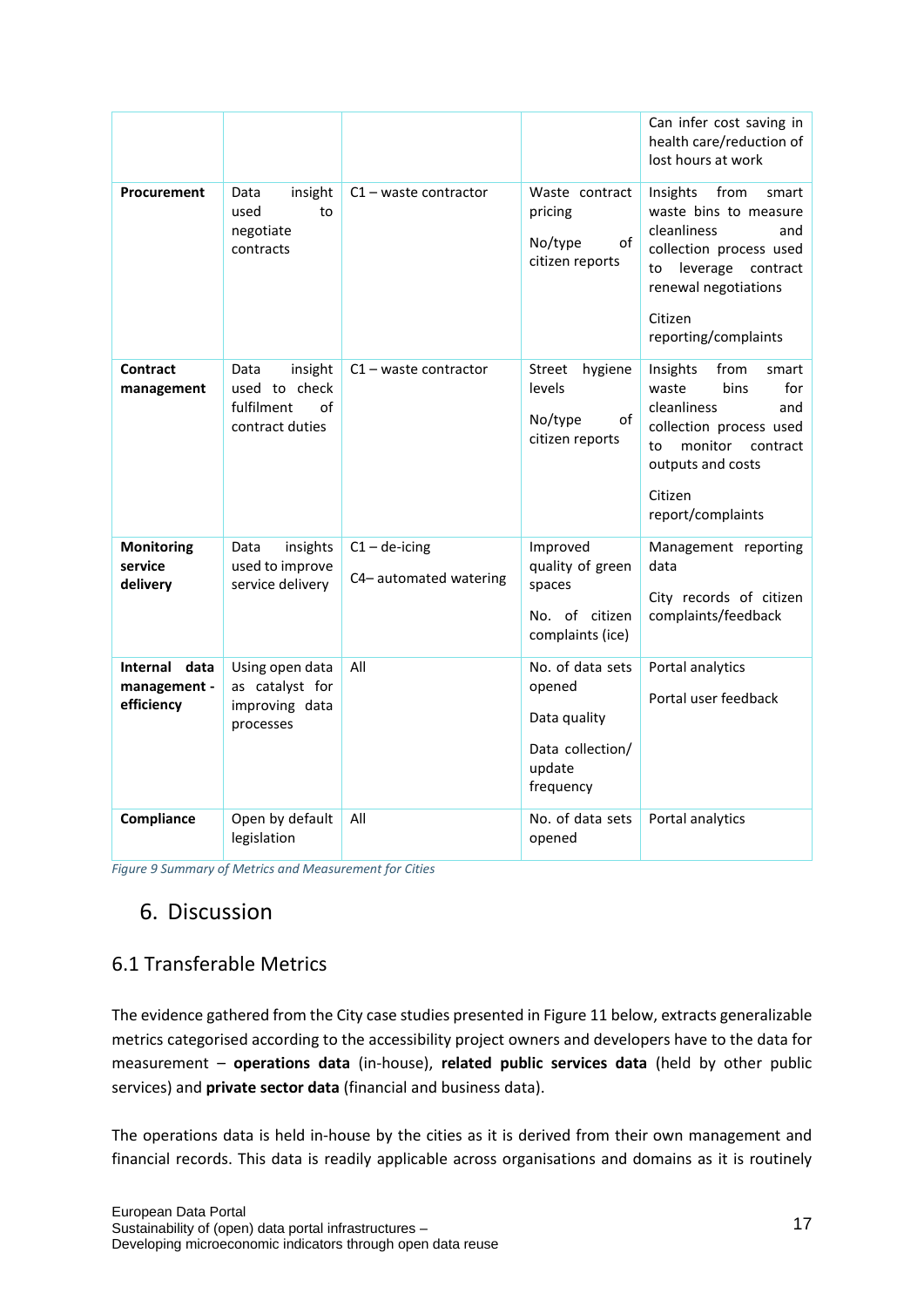| | | | | |
|---|---|---|---|---|
| | | | | Can infer cost saving in health care/reduction of lost hours at work |
| **Procurement** | Data insight used to negotiate contracts | C1 – waste contractor | Waste contract pricing<br><br>No/type of citizen reports | Insights from smart waste bins to measure cleanliness and collection process used to leverage contract renewal negotiations<br><br>Citizen reporting/complaints |
| **Contract management** | Data insight used to check fulfilment of contract duties | C1 – waste contractor | Street hygiene levels<br><br>No/type of citizen reports | Insights from smart waste bins for cleanliness and collection process used to monitor contract outputs and costs<br><br>Citizen report/complaints |
| **Monitoring service delivery** | Data insights used to improve service delivery | C1 – de-icing<br><br>C4– automated watering | Improved quality of green spaces<br><br>No. of citizen complaints (ice) | Management reporting data<br><br>City records of citizen complaints/feedback |
| **Internal data management - efficiency** | Using open data as catalyst for improving data processes | All | No. of data sets opened<br><br>Data quality<br><br>Data collection/ update frequency | Portal analytics<br><br>Portal user feedback |
| **Compliance** | Open by default legislation | All | No. of data sets opened | Portal analytics |

*Figure 9 Summary of Metrics and Measurement for Cities*

# 6. Discussion

## 6.1 Transferable Metrics

The evidence gathered from the City case studies presented in Figure 11 below, extracts generalizable metrics categorised according to the accessibility project owners and developers have to the data for measurement – **operations data** (in-house), **related public services data** (held by other public services) and **private sector data** (financial and business data).

The operations data is held in-house by the cities as it is derived from their own management and financial records. This data is readily applicable across organisations and domains as it is routinely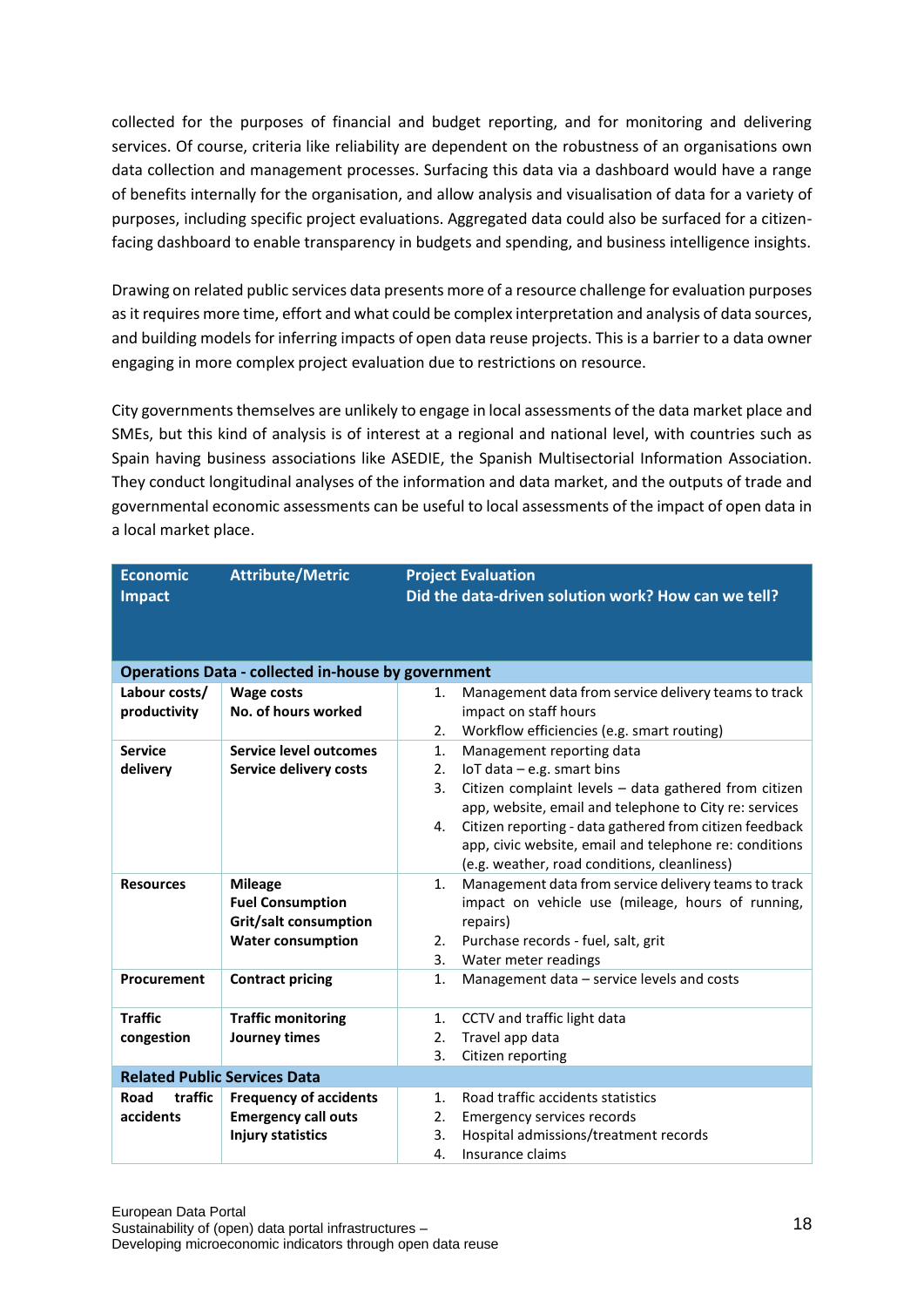collected for the purposes of financial and budget reporting, and for monitoring and delivering services. Of course, criteria like reliability are dependent on the robustness of an organisations own data collection and management processes. Surfacing this data via a dashboard would have a range of benefits internally for the organisation, and allow analysis and visualisation of data for a variety of purposes, including specific project evaluations. Aggregated data could also be surfaced for a citizen-facing dashboard to enable transparency in budgets and spending, and business intelligence insights.

Drawing on related public services data presents more of a resource challenge for evaluation purposes as it requires more time, effort and what could be complex interpretation and analysis of data sources, and building models for inferring impacts of open data reuse projects. This is a barrier to a data owner engaging in more complex project evaluation due to restrictions on resource.

City governments themselves are unlikely to engage in local assessments of the data market place and SMEs, but this kind of analysis is of interest at a regional and national level, with countries such as Spain having business associations like ASEDIE, the Spanish Multisectorial Information Association. They conduct longitudinal analyses of the information and data market, and the outputs of trade and governmental economic assessments can be useful to local assessments of the impact of open data in a local market place.

| Economic Impact | Attribute/Metric | Project Evaluation<br>Did the data-driven solution work? How can we tell? |
|---|---|---|
| **Operations Data - collected in-house by government** | | |
| **Labour costs/ productivity** | **Wage costs**<br>**No. of hours worked** | 1. Management data from service delivery teams to track impact on staff hours<br>2. Workflow efficiencies (e.g. smart routing) |
| **Service delivery** | **Service level outcomes**<br>**Service delivery costs** | 1. Management reporting data<br>2. IoT data – e.g. smart bins<br>3. Citizen complaint levels – data gathered from citizen app, website, email and telephone to City re: services<br>4. Citizen reporting - data gathered from citizen feedback app, civic website, email and telephone re: conditions (e.g. weather, road conditions, cleanliness) |
| **Resources** | **Mileage**<br>**Fuel Consumption**<br>**Grit/salt consumption**<br>**Water consumption** | 1. Management data from service delivery teams to track impact on vehicle use (mileage, hours of running, repairs)<br>2. Purchase records - fuel, salt, grit<br>3. Water meter readings |
| **Procurement** | **Contract pricing** | 1. Management data – service levels and costs |
| **Traffic congestion** | **Traffic monitoring**<br>**Journey times** | 1. CCTV and traffic light data<br>2. Travel app data<br>3. Citizen reporting |
| **Related Public Services Data** | | |
| **Road traffic accidents** | **Frequency of accidents**<br>**Emergency call outs**<br>**Injury statistics** | 1. Road traffic accidents statistics<br>2. Emergency services records<br>3. Hospital admissions/treatment records<br>4. Insurance claims |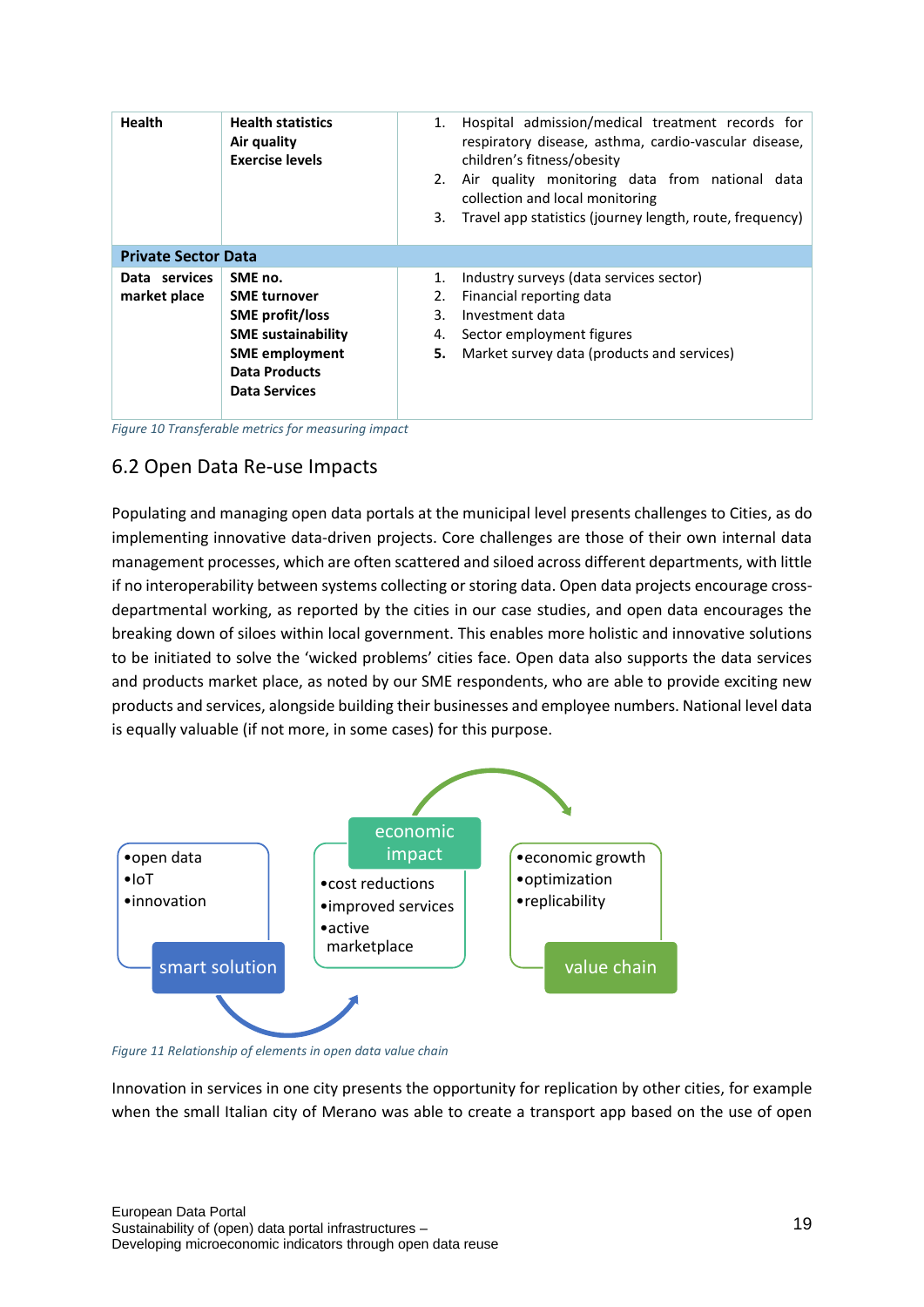| | | |
|---|---|---|
| **Health** | **Health statistics**<br>**Air quality**<br>**Exercise levels** | 1. Hospital admission/medical treatment records for respiratory disease, asthma, cardio-vascular disease, children's fitness/obesity<br>2. Air quality monitoring data from national data collection and local monitoring<br>3. Travel app statistics (journey length, route, frequency) |
| **Private Sector Data** | | |
| **Data services market place** | **SME no.**<br>**SME turnover**<br>**SME profit/loss**<br>**SME sustainability**<br>**SME employment**<br>**Data Products**<br>**Data Services** | 1. Industry surveys (data services sector)<br>2. Financial reporting data<br>3. Investment data<br>4. Sector employment figures<br>5. Market survey data (products and services) |

*Figure 10 Transferable metrics for measuring impact*

## 6.2 Open Data Re-use Impacts

Populating and managing open data portals at the municipal level presents challenges to Cities, as do implementing innovative data-driven projects. Core challenges are those of their own internal data management processes, which are often scattered and siloed across different departments, with little if no interoperability between systems collecting or storing data. Open data projects encourage cross-departmental working, as reported by the cities in our case studies, and open data encourages the breaking down of siloes within local government. This enables more holistic and innovative solutions to be initiated to solve the 'wicked problems' cities face. Open data also supports the data services and products market place, as noted by our SME respondents, who are able to provide exciting new products and services, alongside building their businesses and employee numbers. National level data is equally valuable (if not more, in some cases) for this purpose.

- open data
- IoT
- innovation

smart solution

economic impact

- cost reductions
- improved services
- active marketplace

- economic growth
- optimization
- replicability

value chain

*Figure 11 Relationship of elements in open data value chain*

Innovation in services in one city presents the opportunity for replication by other cities, for example when the small Italian city of Merano was able to create a transport app based on the use of open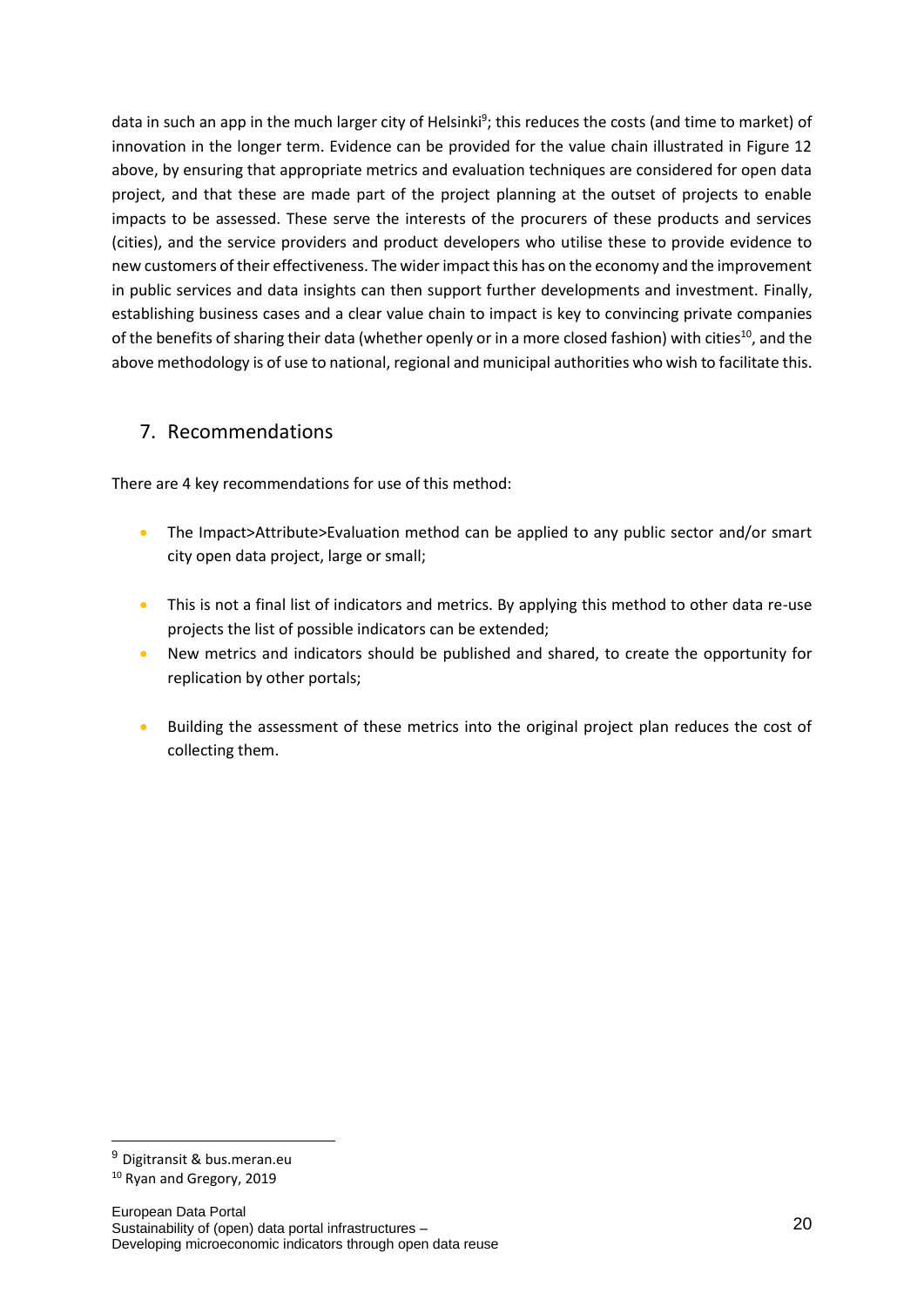data in such an app in the much larger city of Helsinki[9]; this reduces the costs (and time to market) of innovation in the longer term. Evidence can be provided for the value chain illustrated in Figure 12 above, by ensuring that appropriate metrics and evaluation techniques are considered for open data project, and that these are made part of the project planning at the outset of projects to enable impacts to be assessed. These serve the interests of the procurers of these products and services (cities), and the service providers and product developers who utilise these to provide evidence to new customers of their effectiveness. The wider impact this has on the economy and the improvement in public services and data insights can then support further developments and investment. Finally, establishing business cases and a clear value chain to impact is key to convincing private companies of the benefits of sharing their data (whether openly or in a more closed fashion) with cities[10], and the above methodology is of use to national, regional and municipal authorities who wish to facilitate this.

## 7. Recommendations

There are 4 key recommendations for use of this method:

- The Impact>Attribute>Evaluation method can be applied to any public sector and/or smart city open data project, large or small;
- This is not a final list of indicators and metrics. By applying this method to other data re-use projects the list of possible indicators can be extended;
- New metrics and indicators should be published and shared, to create the opportunity for replication by other portals;
- Building the assessment of these metrics into the original project plan reduces the cost of collecting them.

---

[9] Digitransit & bus.meran.eu

[10] Ryan and Gregory, 2019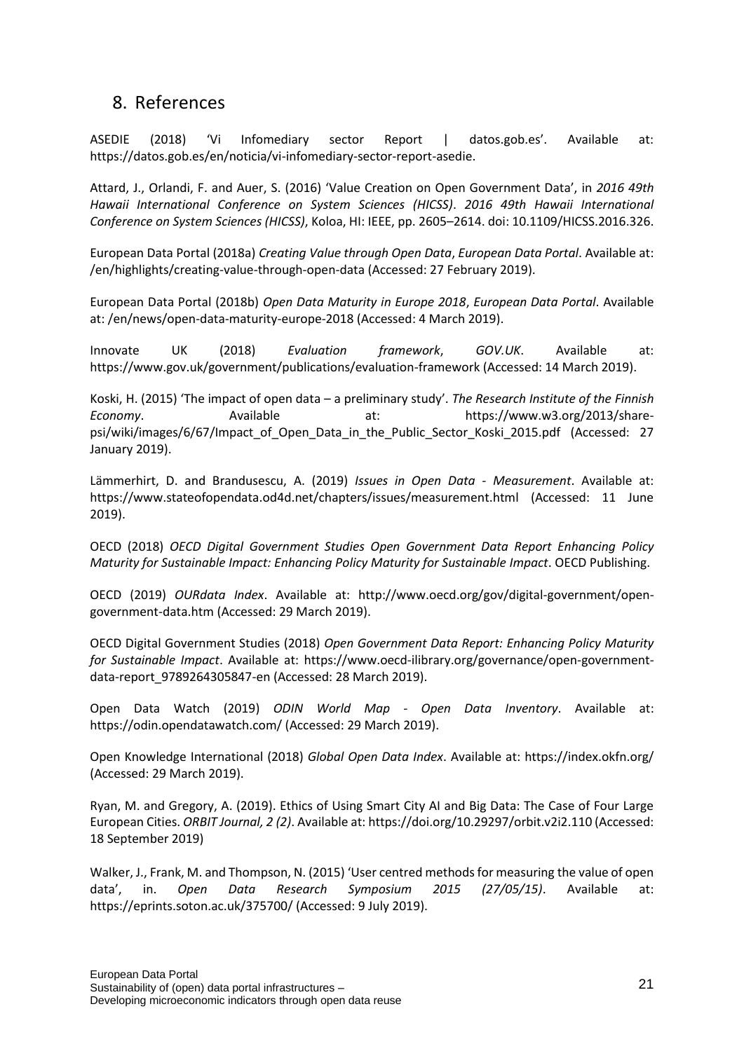## 8. References

ASEDIE (2018) 'Vi Infomediary sector Report | datos.gob.es'. Available at: https://datos.gob.es/en/noticia/vi-infomediary-sector-report-asedie.

Attard, J., Orlandi, F. and Auer, S. (2016) 'Value Creation on Open Government Data', in *2016 49th Hawaii International Conference on System Sciences (HICSS)*. *2016 49th Hawaii International Conference on System Sciences (HICSS)*, Koloa, HI: IEEE, pp. 2605–2614. doi: 10.1109/HICSS.2016.326.

European Data Portal (2018a) *Creating Value through Open Data*, *European Data Portal*. Available at: /en/highlights/creating-value-through-open-data (Accessed: 27 February 2019).

European Data Portal (2018b) *Open Data Maturity in Europe 2018*, *European Data Portal*. Available at: /en/news/open-data-maturity-europe-2018 (Accessed: 4 March 2019).

Innovate UK (2018) *Evaluation framework*, *GOV.UK*. Available at: https://www.gov.uk/government/publications/evaluation-framework (Accessed: 14 March 2019).

Koski, H. (2015) 'The impact of open data – a preliminary study'. *The Research Institute of the Finnish Economy*. Available at: https://www.w3.org/2013/share-psi/wiki/images/6/67/Impact_of_Open_Data_in_the_Public_Sector_Koski_2015.pdf (Accessed: 27 January 2019).

Lämmerhirt, D. and Brandusescu, A. (2019) *Issues in Open Data - Measurement*. Available at: https://www.stateofopendata.od4d.net/chapters/issues/measurement.html (Accessed: 11 June 2019).

OECD (2018) *OECD Digital Government Studies Open Government Data Report Enhancing Policy Maturity for Sustainable Impact: Enhancing Policy Maturity for Sustainable Impact*. OECD Publishing.

OECD (2019) *OURdata Index*. Available at: http://www.oecd.org/gov/digital-government/open-government-data.htm (Accessed: 29 March 2019).

OECD Digital Government Studies (2018) *Open Government Data Report: Enhancing Policy Maturity for Sustainable Impact*. Available at: https://www.oecd-ilibrary.org/governance/open-government-data-report_9789264305847-en (Accessed: 28 March 2019).

Open Data Watch (2019) *ODIN World Map - Open Data Inventory*. Available at: https://odin.opendatawatch.com/ (Accessed: 29 March 2019).

Open Knowledge International (2018) *Global Open Data Index*. Available at: https://index.okfn.org/ (Accessed: 29 March 2019).

Ryan, M. and Gregory, A. (2019). Ethics of Using Smart City AI and Big Data: The Case of Four Large European Cities. *ORBIT Journal, 2 (2)*. Available at: https://doi.org/10.29297/orbit.v2i2.110 (Accessed: 18 September 2019)

Walker, J., Frank, M. and Thompson, N. (2015) 'User centred methods for measuring the value of open data', in. *Open Data Research Symposium 2015 (27/05/15)*. Available at: https://eprints.soton.ac.uk/375700/ (Accessed: 9 July 2019).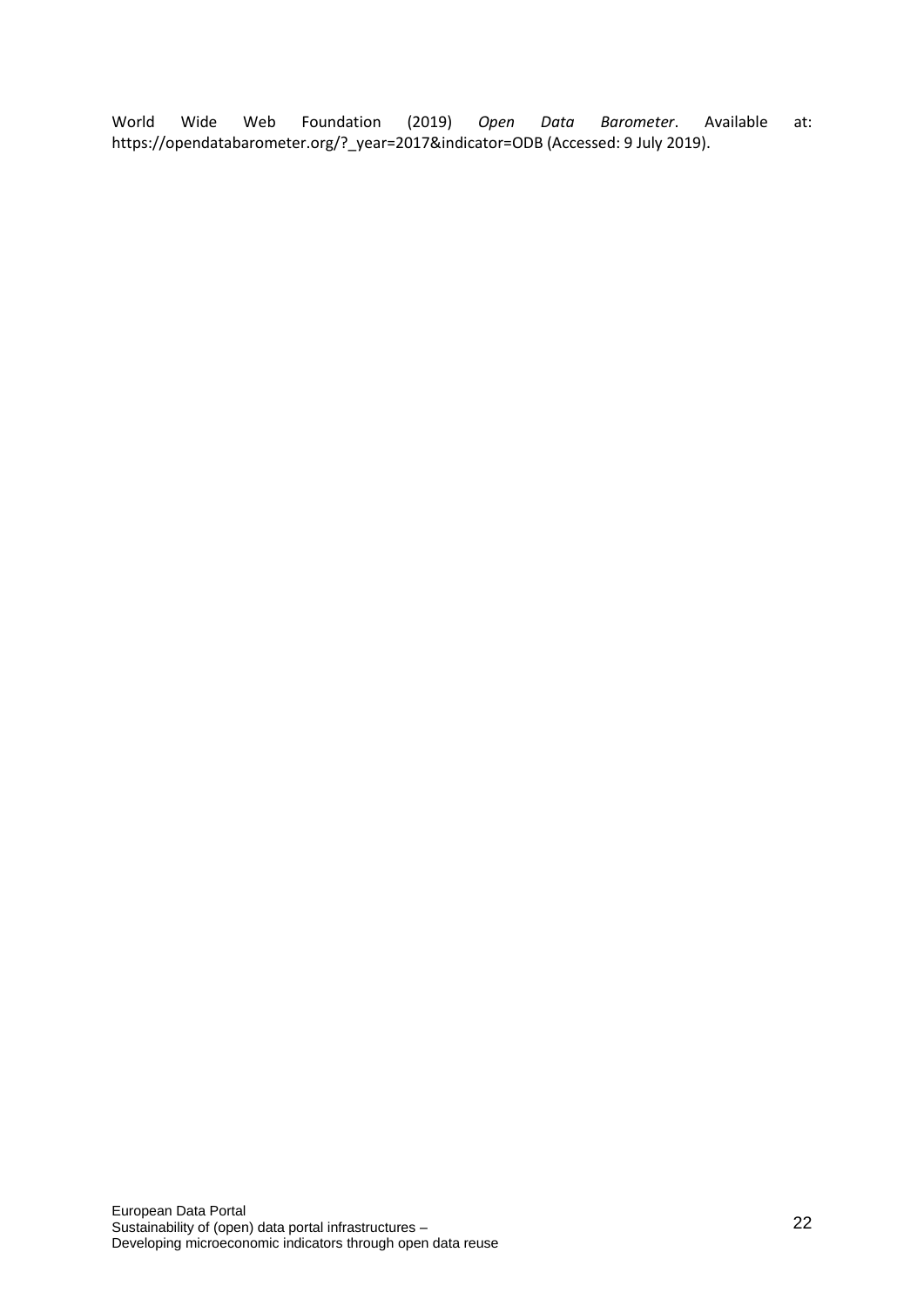World Wide Web Foundation (2019) *Open Data Barometer*. Available at: https://opendatabarometer.org/?_year=2017&indicator=ODB (Accessed: 9 July 2019).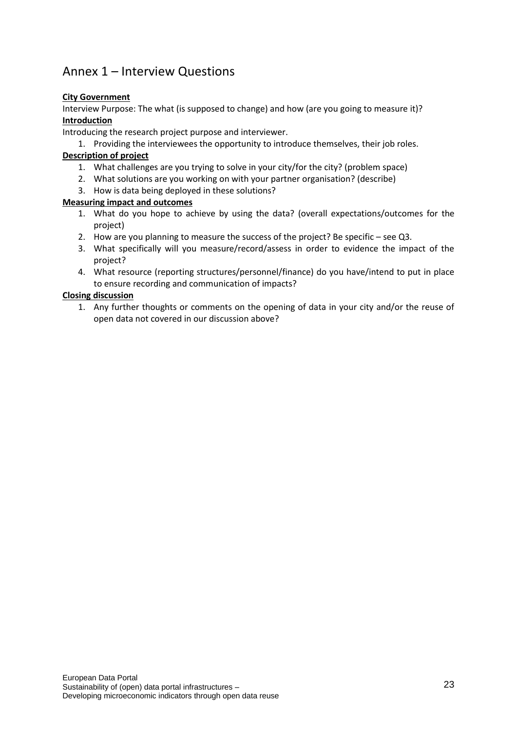# Annex 1 – Interview Questions

**City Government**

Interview Purpose: The what (is supposed to change) and how (are you going to measure it)?

**Introduction**

Introducing the research project purpose and interviewer.

1. Providing the interviewees the opportunity to introduce themselves, their job roles.

**Description of project**

1. What challenges are you trying to solve in your city/for the city? (problem space)
2. What solutions are you working on with your partner organisation? (describe)
3. How is data being deployed in these solutions?

**Measuring impact and outcomes**

1. What do you hope to achieve by using the data? (overall expectations/outcomes for the project)
2. How are you planning to measure the success of the project? Be specific – see Q3.
3. What specifically will you measure/record/assess in order to evidence the impact of the project?
4. What resource (reporting structures/personnel/finance) do you have/intend to put in place to ensure recording and communication of impacts?

**Closing discussion**

1. Any further thoughts or comments on the opening of data in your city and/or the reuse of open data not covered in our discussion above?